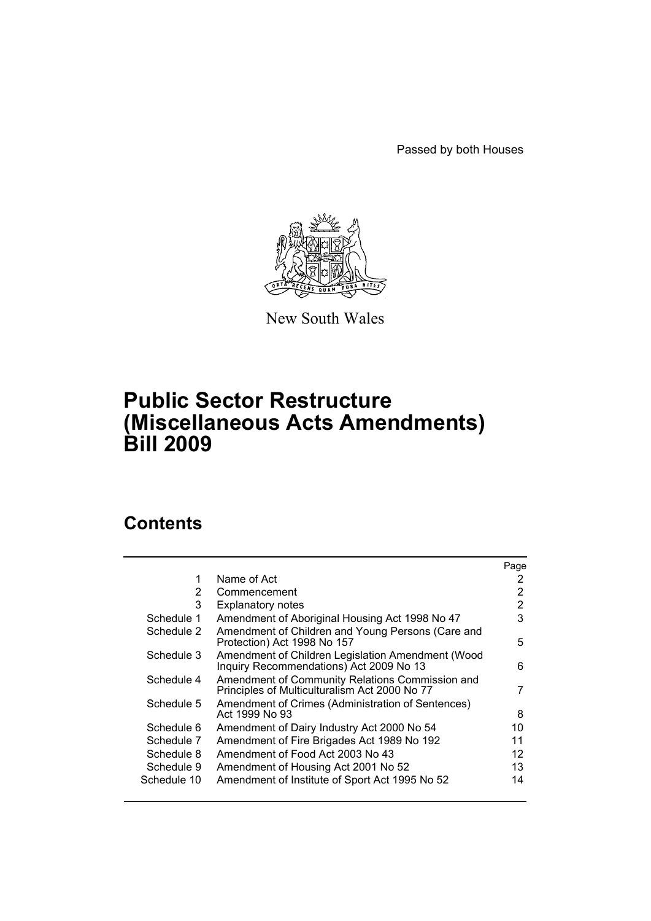Passed by both Houses

New South Wales

# Public Sector Restructure (Miscellaneous Acts Amendments) Bill 2009

## Contents

| | | Page |
|---|---|---|
| 1 | Name of Act | 2 |
| 2 | Commencement | 2 |
| 3 | Explanatory notes | 2 |
| Schedule 1 | Amendment of Aboriginal Housing Act 1998 No 47 | 3 |
| Schedule 2 | Amendment of Children and Young Persons (Care and Protection) Act 1998 No 157 | 5 |
| Schedule 3 | Amendment of Children Legislation Amendment (Wood Inquiry Recommendations) Act 2009 No 13 | 6 |
| Schedule 4 | Amendment of Community Relations Commission and Principles of Multiculturalism Act 2000 No 77 | 7 |
| Schedule 5 | Amendment of Crimes (Administration of Sentences) Act 1999 No 93 | 8 |
| Schedule 6 | Amendment of Dairy Industry Act 2000 No 54 | 10 |
| Schedule 7 | Amendment of Fire Brigades Act 1989 No 192 | 11 |
| Schedule 8 | Amendment of Food Act 2003 No 43 | 12 |
| Schedule 9 | Amendment of Housing Act 2001 No 52 | 13 |
| Schedule 10 | Amendment of Institute of Sport Act 1995 No 52 | 14 |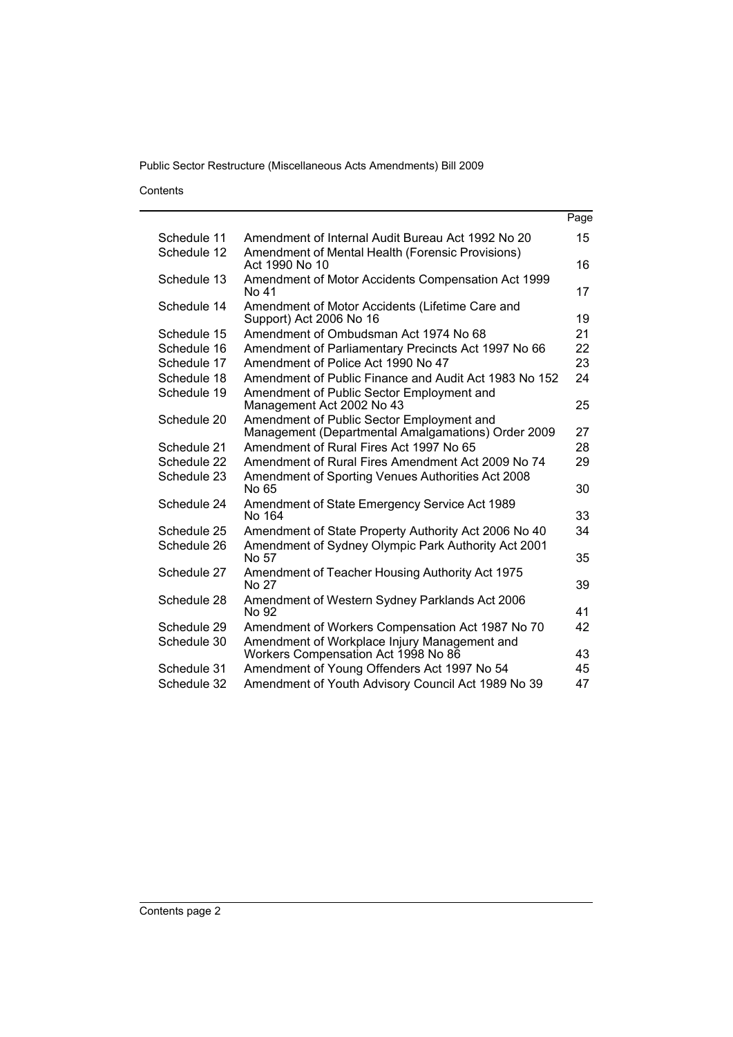Contents

| | | Page |
|---|---|---|
| Schedule 11 | Amendment of Internal Audit Bureau Act 1992 No 20 | 15 |
| Schedule 12 | Amendment of Mental Health (Forensic Provisions) Act 1990 No 10 | 16 |
| Schedule 13 | Amendment of Motor Accidents Compensation Act 1999 No 41 | 17 |
| Schedule 14 | Amendment of Motor Accidents (Lifetime Care and Support) Act 2006 No 16 | 19 |
| Schedule 15 | Amendment of Ombudsman Act 1974 No 68 | 21 |
| Schedule 16 | Amendment of Parliamentary Precincts Act 1997 No 66 | 22 |
| Schedule 17 | Amendment of Police Act 1990 No 47 | 23 |
| Schedule 18 | Amendment of Public Finance and Audit Act 1983 No 152 | 24 |
| Schedule 19 | Amendment of Public Sector Employment and Management Act 2002 No 43 | 25 |
| Schedule 20 | Amendment of Public Sector Employment and Management (Departmental Amalgamations) Order 2009 | 27 |
| Schedule 21 | Amendment of Rural Fires Act 1997 No 65 | 28 |
| Schedule 22 | Amendment of Rural Fires Amendment Act 2009 No 74 | 29 |
| Schedule 23 | Amendment of Sporting Venues Authorities Act 2008 No 65 | 30 |
| Schedule 24 | Amendment of State Emergency Service Act 1989 No 164 | 33 |
| Schedule 25 | Amendment of State Property Authority Act 2006 No 40 | 34 |
| Schedule 26 | Amendment of Sydney Olympic Park Authority Act 2001 No 57 | 35 |
| Schedule 27 | Amendment of Teacher Housing Authority Act 1975 No 27 | 39 |
| Schedule 28 | Amendment of Western Sydney Parklands Act 2006 No 92 | 41 |
| Schedule 29 | Amendment of Workers Compensation Act 1987 No 70 | 42 |
| Schedule 30 | Amendment of Workplace Injury Management and Workers Compensation Act 1998 No 86 | 43 |
| Schedule 31 | Amendment of Young Offenders Act 1997 No 54 | 45 |
| Schedule 32 | Amendment of Youth Advisory Council Act 1989 No 39 | 47 |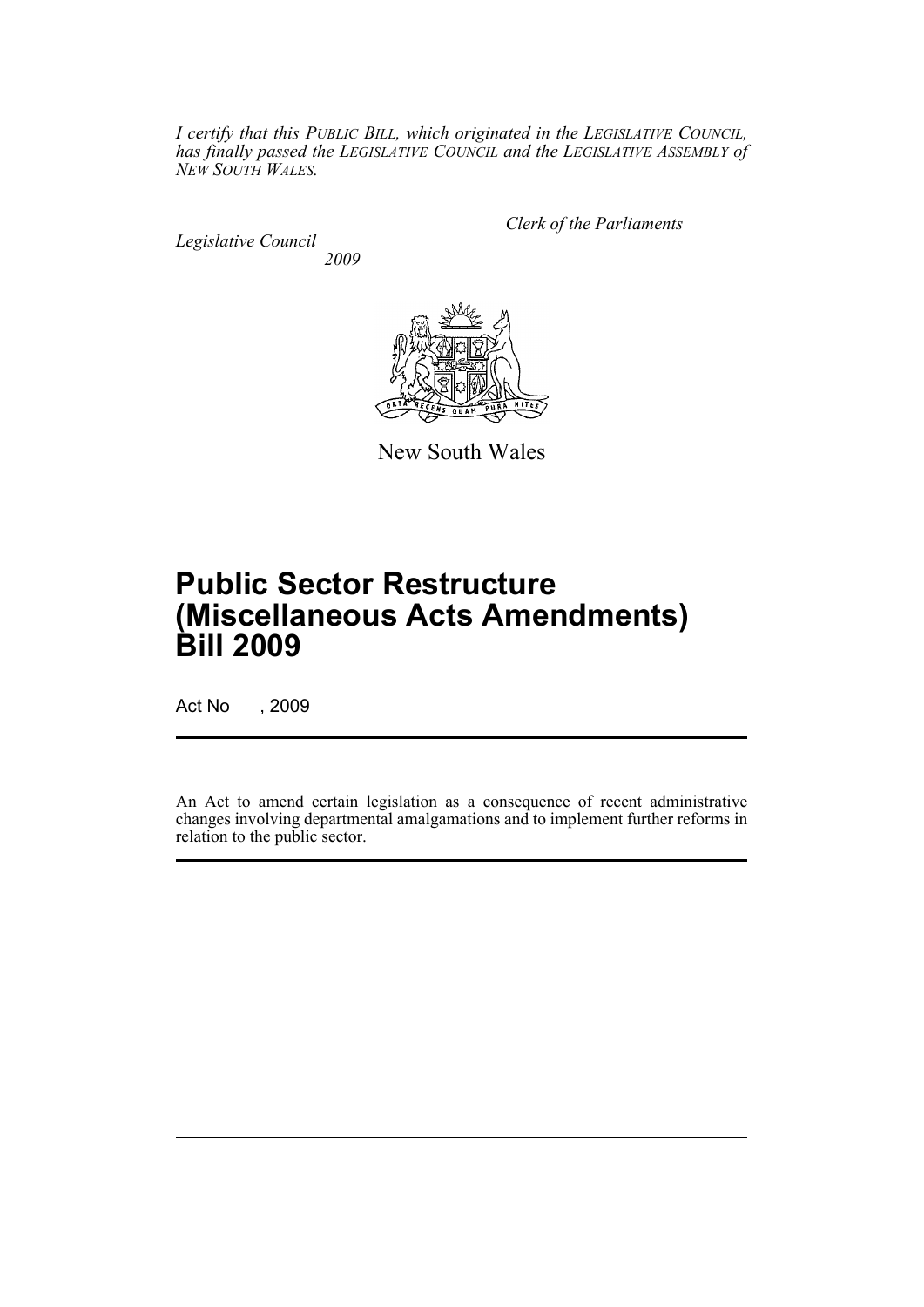*I certify that this PUBLIC BILL, which originated in the LEGISLATIVE COUNCIL, has finally passed the LEGISLATIVE COUNCIL and the LEGISLATIVE ASSEMBLY of NEW SOUTH WALES.*

*Clerk of the Parliaments*

*Legislative Council*
*2009*

New South Wales

# Public Sector Restructure (Miscellaneous Acts Amendments) Bill 2009

Act No , 2009

An Act to amend certain legislation as a consequence of recent administrative changes involving departmental amalgamations and to implement further reforms in relation to the public sector.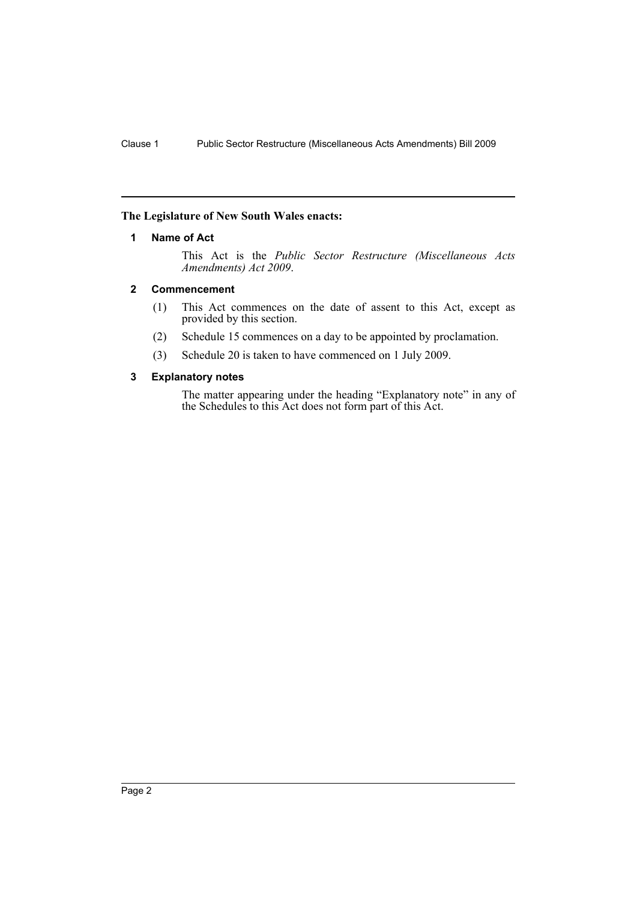**The Legislature of New South Wales enacts:**

### 1 Name of Act

This Act is the *Public Sector Restructure (Miscellaneous Acts Amendments) Act 2009*.

### 2 Commencement

(1) This Act commences on the date of assent to this Act, except as provided by this section.

(2) Schedule 15 commences on a day to be appointed by proclamation.

(3) Schedule 20 is taken to have commenced on 1 July 2009.

### 3 Explanatory notes

The matter appearing under the heading "Explanatory note" in any of the Schedules to this Act does not form part of this Act.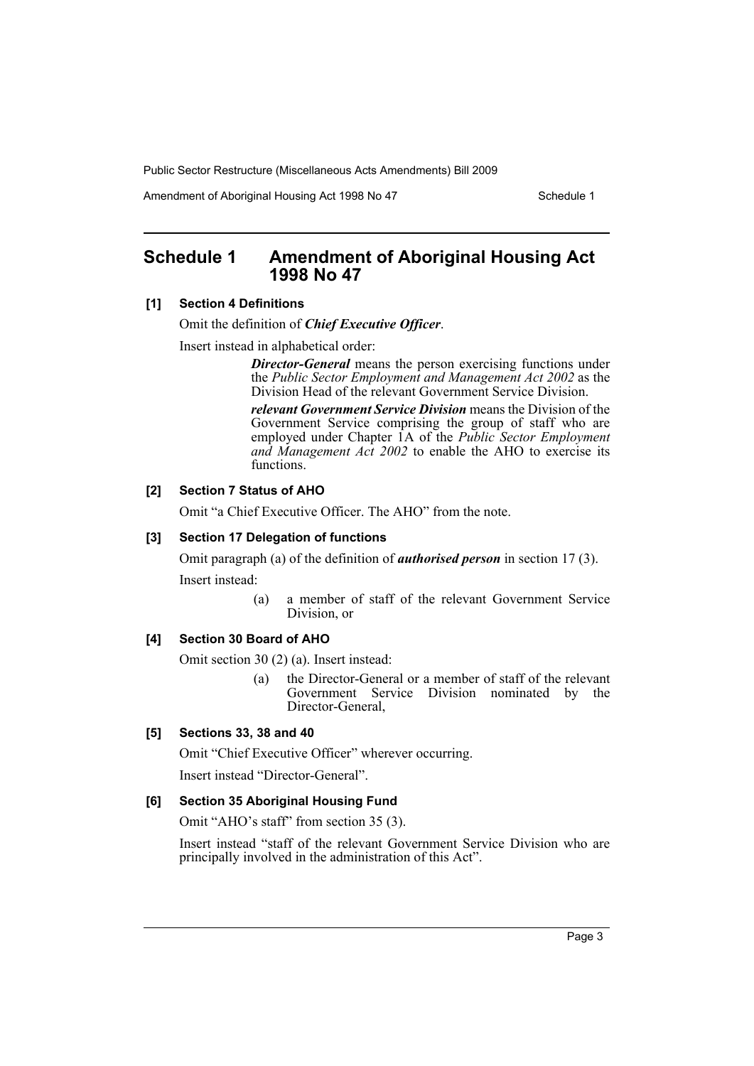# Schedule 1 Amendment of Aboriginal Housing Act 1998 No 47

### [1] Section 4 Definitions

Omit the definition of ***Chief Executive Officer***.

Insert instead in alphabetical order:

> ***Director-General*** means the person exercising functions under the *Public Sector Employment and Management Act 2002* as the Division Head of the relevant Government Service Division.
>
> ***relevant Government Service Division*** means the Division of the Government Service comprising the group of staff who are employed under Chapter 1A of the *Public Sector Employment and Management Act 2002* to enable the AHO to exercise its functions.

### [2] Section 7 Status of AHO

Omit "a Chief Executive Officer. The AHO" from the note.

### [3] Section 17 Delegation of functions

Omit paragraph (a) of the definition of ***authorised person*** in section 17 (3).

Insert instead:

> (a) a member of staff of the relevant Government Service Division, or

### [4] Section 30 Board of AHO

Omit section 30 (2) (a). Insert instead:

> (a) the Director-General or a member of staff of the relevant Government Service Division nominated by the Director-General,

### [5] Sections 33, 38 and 40

Omit "Chief Executive Officer" wherever occurring.

Insert instead "Director-General".

### [6] Section 35 Aboriginal Housing Fund

Omit "AHO's staff" from section 35 (3).

Insert instead "staff of the relevant Government Service Division who are principally involved in the administration of this Act".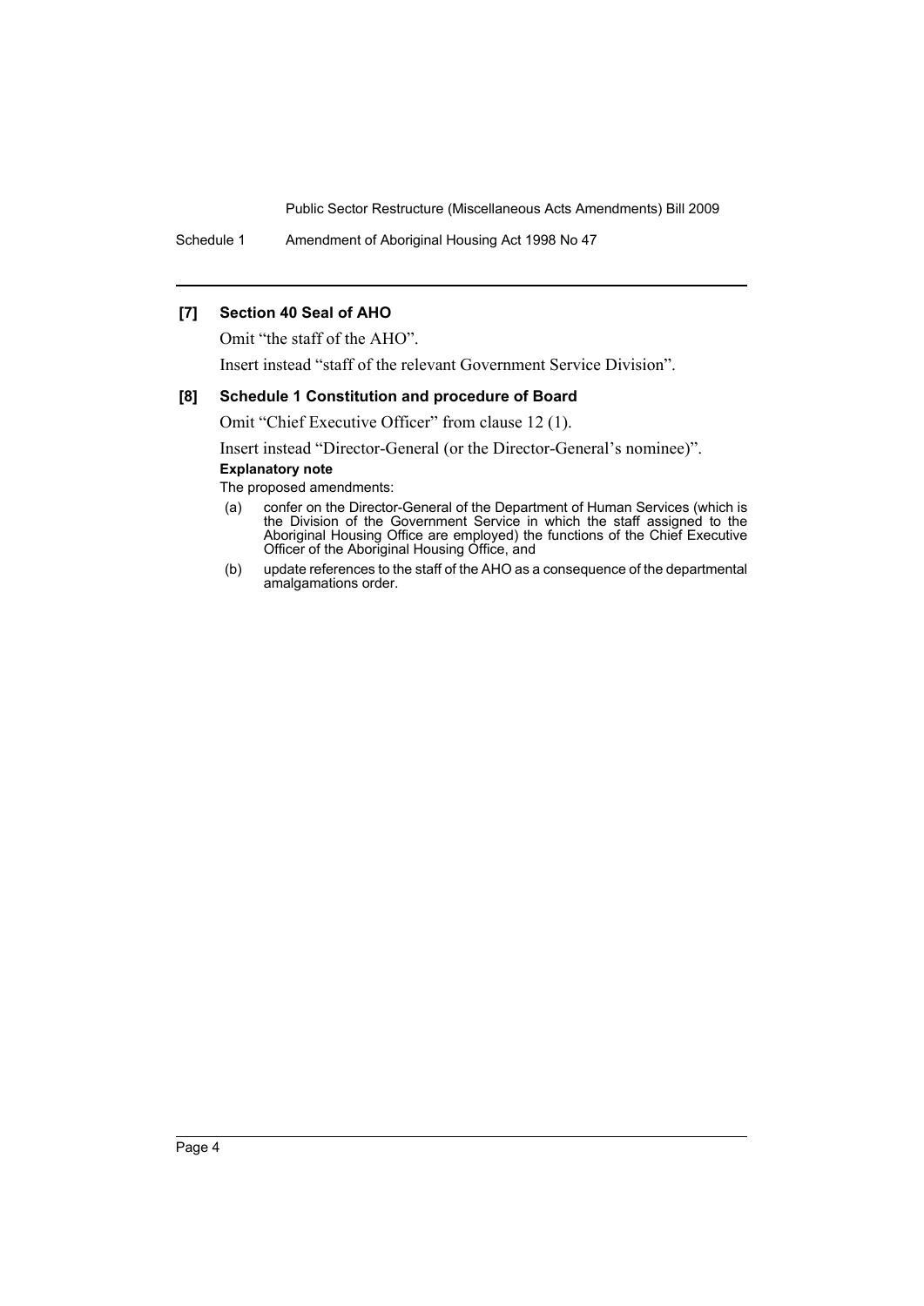**[7] Section 40 Seal of AHO**

Omit "the staff of the AHO".

Insert instead "staff of the relevant Government Service Division".

**[8] Schedule 1 Constitution and procedure of Board**

Omit "Chief Executive Officer" from clause 12 (1).

Insert instead "Director-General (or the Director-General's nominee)".

**Explanatory note**

The proposed amendments:

(a) confer on the Director-General of the Department of Human Services (which is the Division of the Government Service in which the staff assigned to the Aboriginal Housing Office are employed) the functions of the Chief Executive Officer of the Aboriginal Housing Office, and

(b) update references to the staff of the AHO as a consequence of the departmental amalgamations order.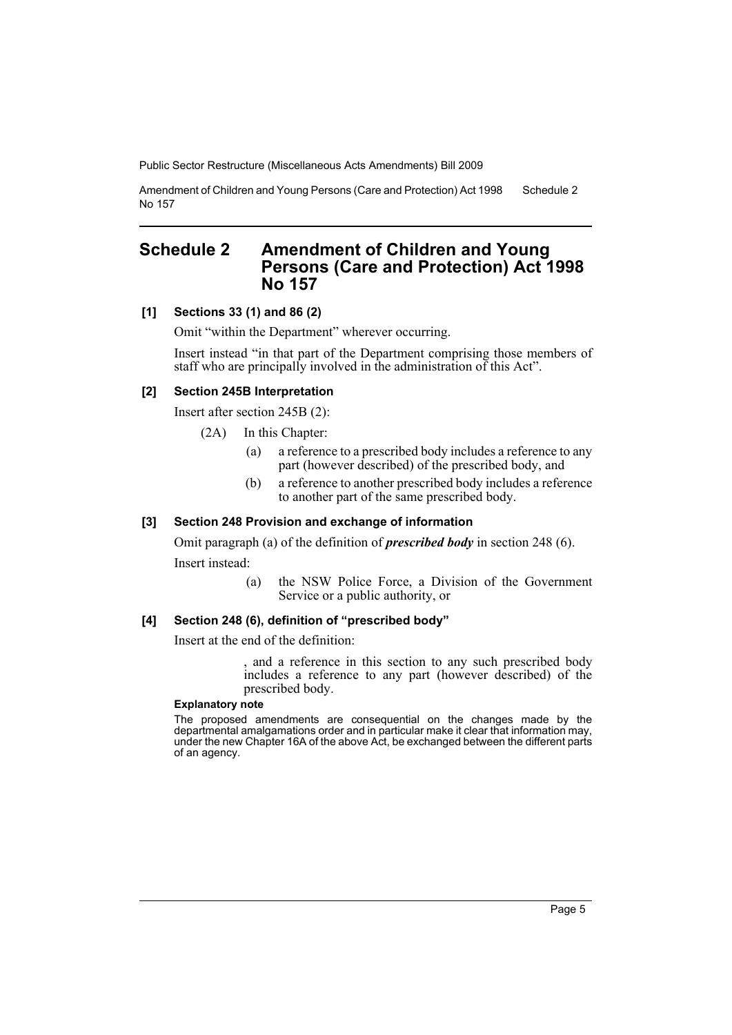# Schedule 2 Amendment of Children and Young Persons (Care and Protection) Act 1998 No 157

**[1] Sections 33 (1) and 86 (2)**

Omit "within the Department" wherever occurring.

Insert instead "in that part of the Department comprising those members of staff who are principally involved in the administration of this Act".

**[2] Section 245B Interpretation**

Insert after section 245B (2):

(2A) In this Chapter:

- (a) a reference to a prescribed body includes a reference to any part (however described) of the prescribed body, and
- (b) a reference to another prescribed body includes a reference to another part of the same prescribed body.

**[3] Section 248 Provision and exchange of information**

Omit paragraph (a) of the definition of ***prescribed body*** in section 248 (6).

Insert instead:

- (a) the NSW Police Force, a Division of the Government Service or a public authority, or

**[4] Section 248 (6), definition of "prescribed body"**

Insert at the end of the definition:

, and a reference in this section to any such prescribed body includes a reference to any part (however described) of the prescribed body.

**Explanatory note**

The proposed amendments are consequential on the changes made by the departmental amalgamations order and in particular make it clear that information may, under the new Chapter 16A of the above Act, be exchanged between the different parts of an agency.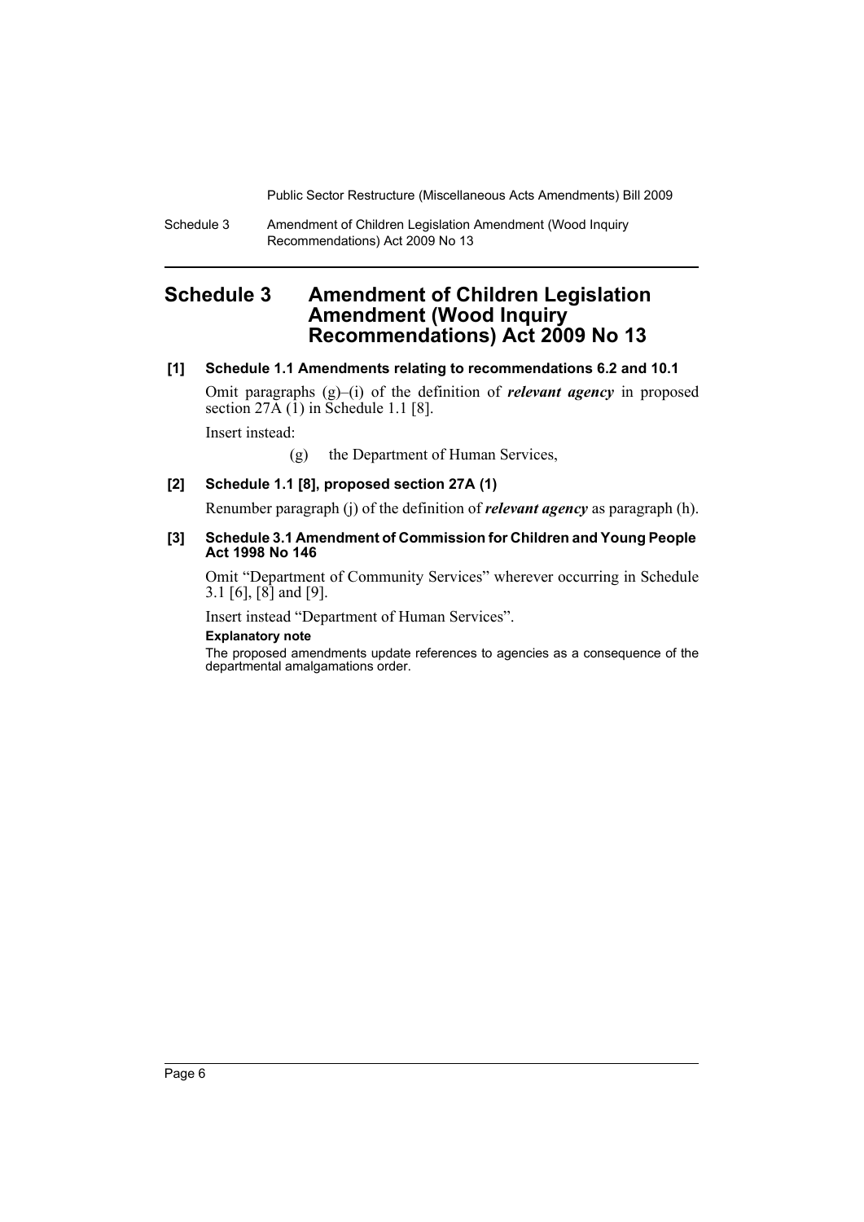# Schedule 3 Amendment of Children Legislation Amendment (Wood Inquiry Recommendations) Act 2009 No 13

**[1] Schedule 1.1 Amendments relating to recommendations 6.2 and 10.1**

Omit paragraphs (g)–(i) of the definition of ***relevant agency*** in proposed section 27A (1) in Schedule 1.1 [8].

Insert instead:

> (g) the Department of Human Services,

**[2] Schedule 1.1 [8], proposed section 27A (1)**

Renumber paragraph (j) of the definition of ***relevant agency*** as paragraph (h).

**[3] Schedule 3.1 Amendment of Commission for Children and Young People Act 1998 No 146**

Omit "Department of Community Services" wherever occurring in Schedule 3.1 [6], [8] and [9].

Insert instead "Department of Human Services".

**Explanatory note**

The proposed amendments update references to agencies as a consequence of the departmental amalgamations order.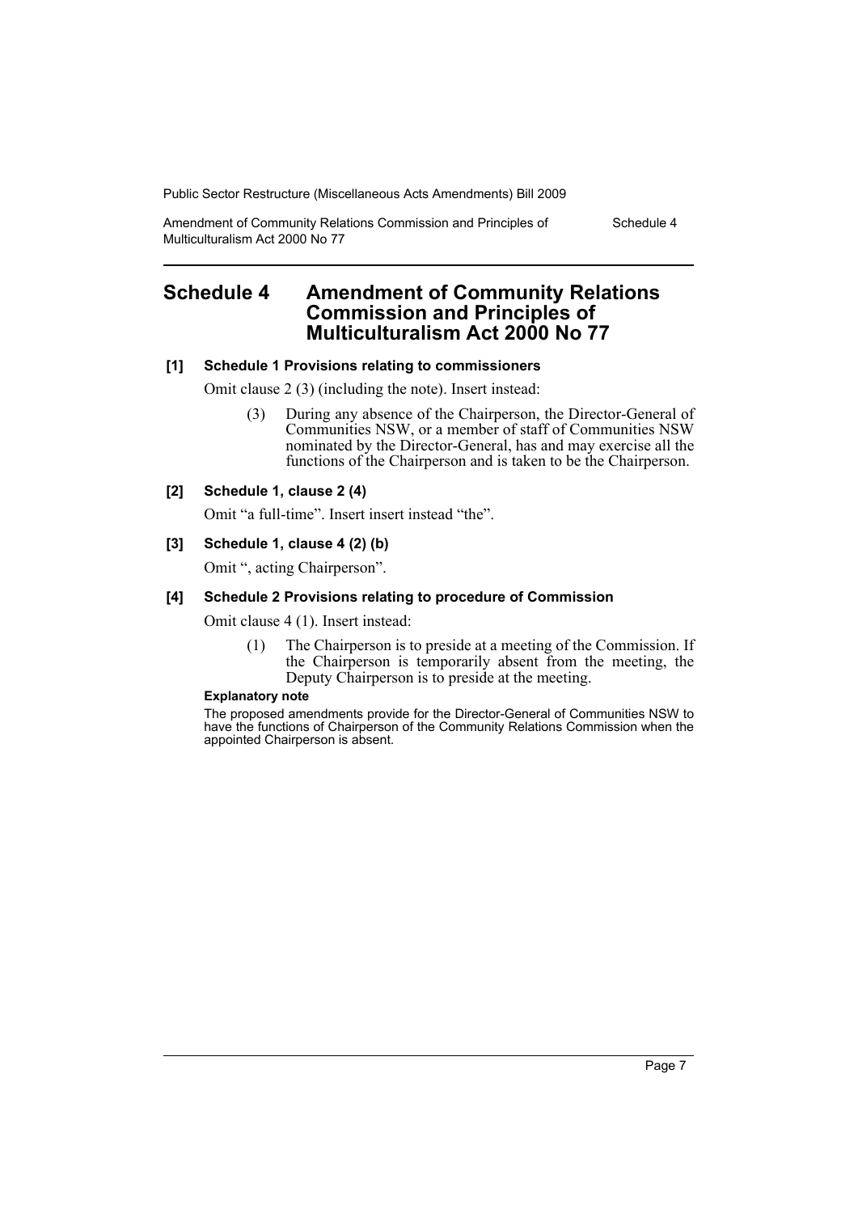# Schedule 4 Amendment of Community Relations Commission and Principles of Multiculturalism Act 2000 No 77

**[1] Schedule 1 Provisions relating to commissioners**

Omit clause 2 (3) (including the note). Insert instead:

> (3) During any absence of the Chairperson, the Director-General of Communities NSW, or a member of staff of Communities NSW nominated by the Director-General, has and may exercise all the functions of the Chairperson and is taken to be the Chairperson.

**[2] Schedule 1, clause 2 (4)**

Omit "a full-time". Insert insert instead "the".

**[3] Schedule 1, clause 4 (2) (b)**

Omit ", acting Chairperson".

**[4] Schedule 2 Provisions relating to procedure of Commission**

Omit clause 4 (1). Insert instead:

> (1) The Chairperson is to preside at a meeting of the Commission. If the Chairperson is temporarily absent from the meeting, the Deputy Chairperson is to preside at the meeting.

**Explanatory note**

The proposed amendments provide for the Director-General of Communities NSW to have the functions of Chairperson of the Community Relations Commission when the appointed Chairperson is absent.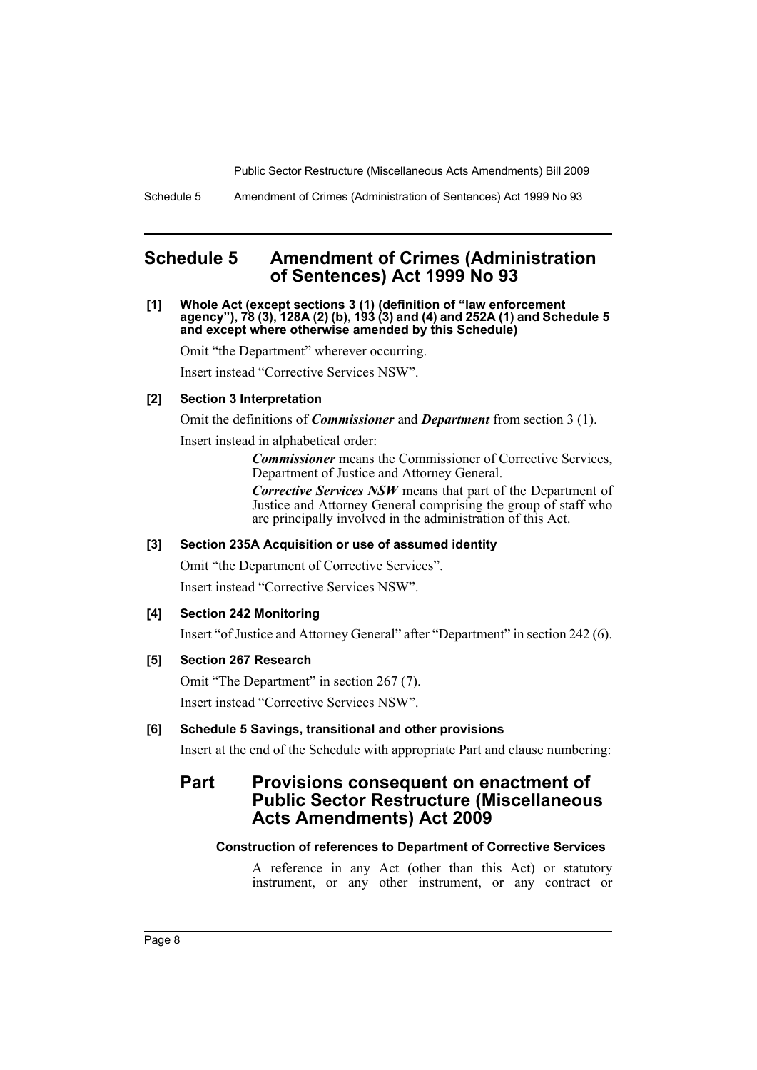## Schedule 5 Amendment of Crimes (Administration of Sentences) Act 1999 No 93

**[1] Whole Act (except sections 3 (1) (definition of "law enforcement agency"), 78 (3), 128A (2) (b), 193 (3) and (4) and 252A (1) and Schedule 5 and except where otherwise amended by this Schedule)**

Omit "the Department" wherever occurring.

Insert instead "Corrective Services NSW".

**[2] Section 3 Interpretation**

Omit the definitions of ***Commissioner*** and ***Department*** from section 3 (1).

Insert instead in alphabetical order:

> ***Commissioner*** means the Commissioner of Corrective Services, Department of Justice and Attorney General.
>
> ***Corrective Services NSW*** means that part of the Department of Justice and Attorney General comprising the group of staff who are principally involved in the administration of this Act.

**[3] Section 235A Acquisition or use of assumed identity**

Omit "the Department of Corrective Services".

Insert instead "Corrective Services NSW".

**[4] Section 242 Monitoring**

Insert "of Justice and Attorney General" after "Department" in section 242 (6).

**[5] Section 267 Research**

Omit "The Department" in section 267 (7).

Insert instead "Corrective Services NSW".

**[6] Schedule 5 Savings, transitional and other provisions**

Insert at the end of the Schedule with appropriate Part and clause numbering:

### Part Provisions consequent on enactment of Public Sector Restructure (Miscellaneous Acts Amendments) Act 2009

**Construction of references to Department of Corrective Services**

A reference in any Act (other than this Act) or statutory instrument, or any other instrument, or any contract or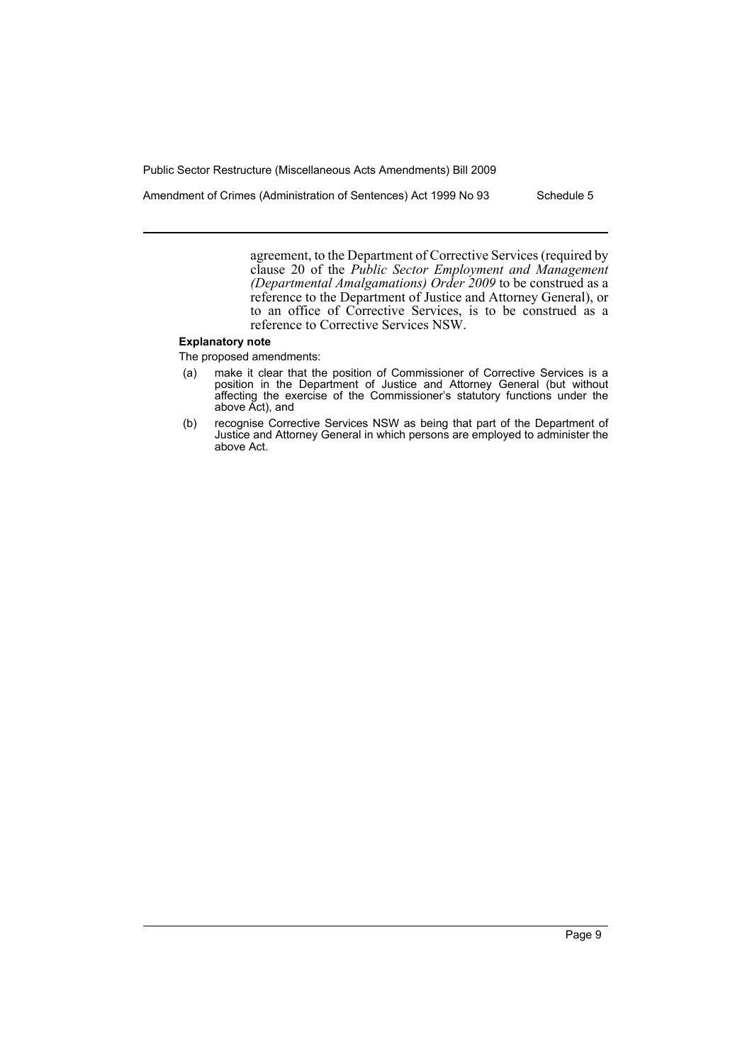agreement, to the Department of Corrective Services (required by clause 20 of the *Public Sector Employment and Management (Departmental Amalgamations) Order 2009* to be construed as a reference to the Department of Justice and Attorney General), or to an office of Corrective Services, is to be construed as a reference to Corrective Services NSW.

**Explanatory note**

The proposed amendments:

(a) make it clear that the position of Commissioner of Corrective Services is a position in the Department of Justice and Attorney General (but without affecting the exercise of the Commissioner's statutory functions under the above Act), and

(b) recognise Corrective Services NSW as being that part of the Department of Justice and Attorney General in which persons are employed to administer the above Act.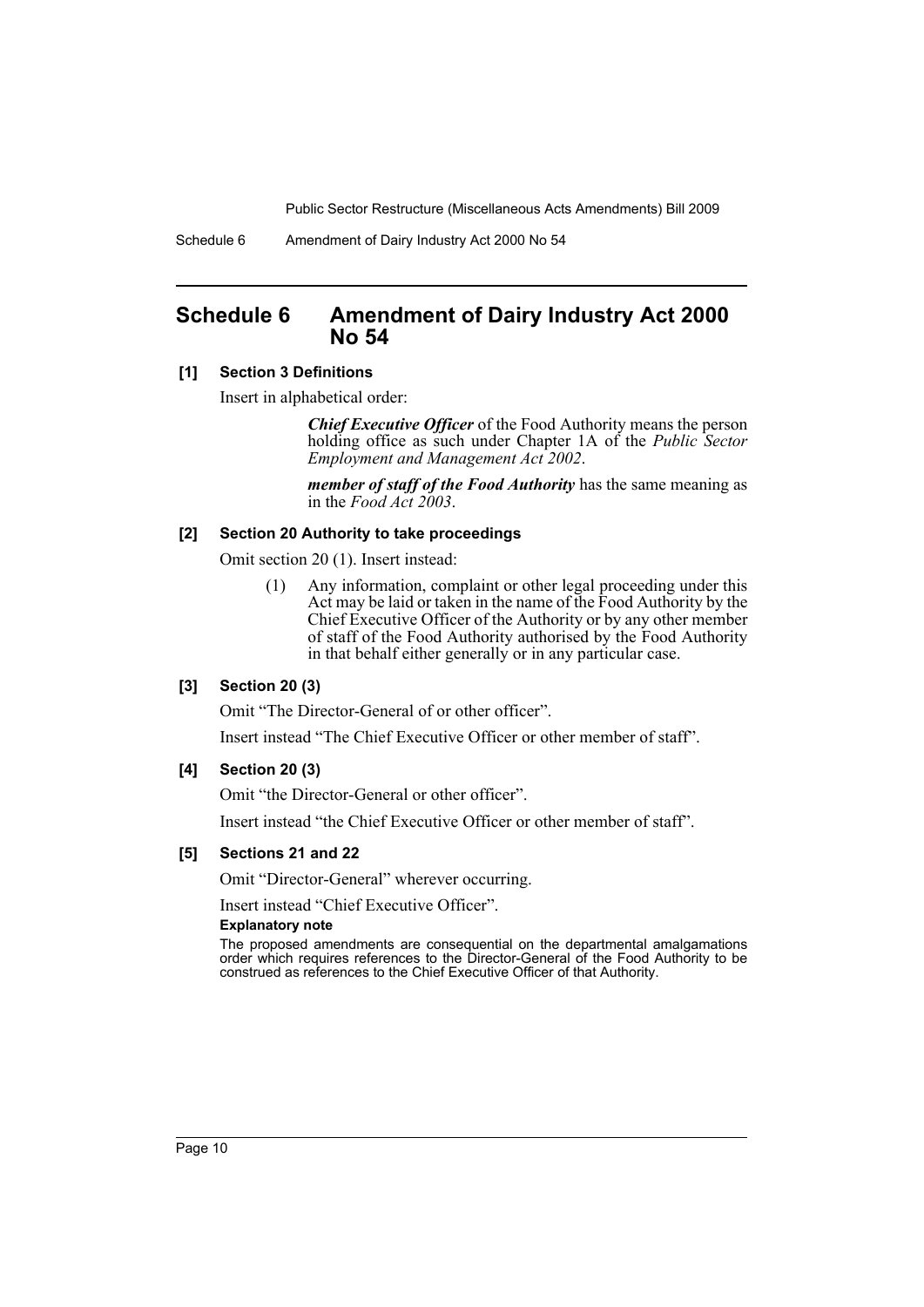## Schedule 6 Amendment of Dairy Industry Act 2000 No 54

### [1] Section 3 Definitions

Insert in alphabetical order:

> ***Chief Executive Officer*** of the Food Authority means the person holding office as such under Chapter 1A of the *Public Sector Employment and Management Act 2002*.
>
> ***member of staff of the Food Authority*** has the same meaning as in the *Food Act 2003*.

### [2] Section 20 Authority to take proceedings

Omit section 20 (1). Insert instead:

> (1) Any information, complaint or other legal proceeding under this Act may be laid or taken in the name of the Food Authority by the Chief Executive Officer of the Authority or by any other member of staff of the Food Authority authorised by the Food Authority in that behalf either generally or in any particular case.

### [3] Section 20 (3)

Omit "The Director-General of or other officer".

Insert instead "The Chief Executive Officer or other member of staff".

### [4] Section 20 (3)

Omit "the Director-General or other officer".

Insert instead "the Chief Executive Officer or other member of staff".

### [5] Sections 21 and 22

Omit "Director-General" wherever occurring.

Insert instead "Chief Executive Officer".

**Explanatory note**

The proposed amendments are consequential on the departmental amalgamations order which requires references to the Director-General of the Food Authority to be construed as references to the Chief Executive Officer of that Authority.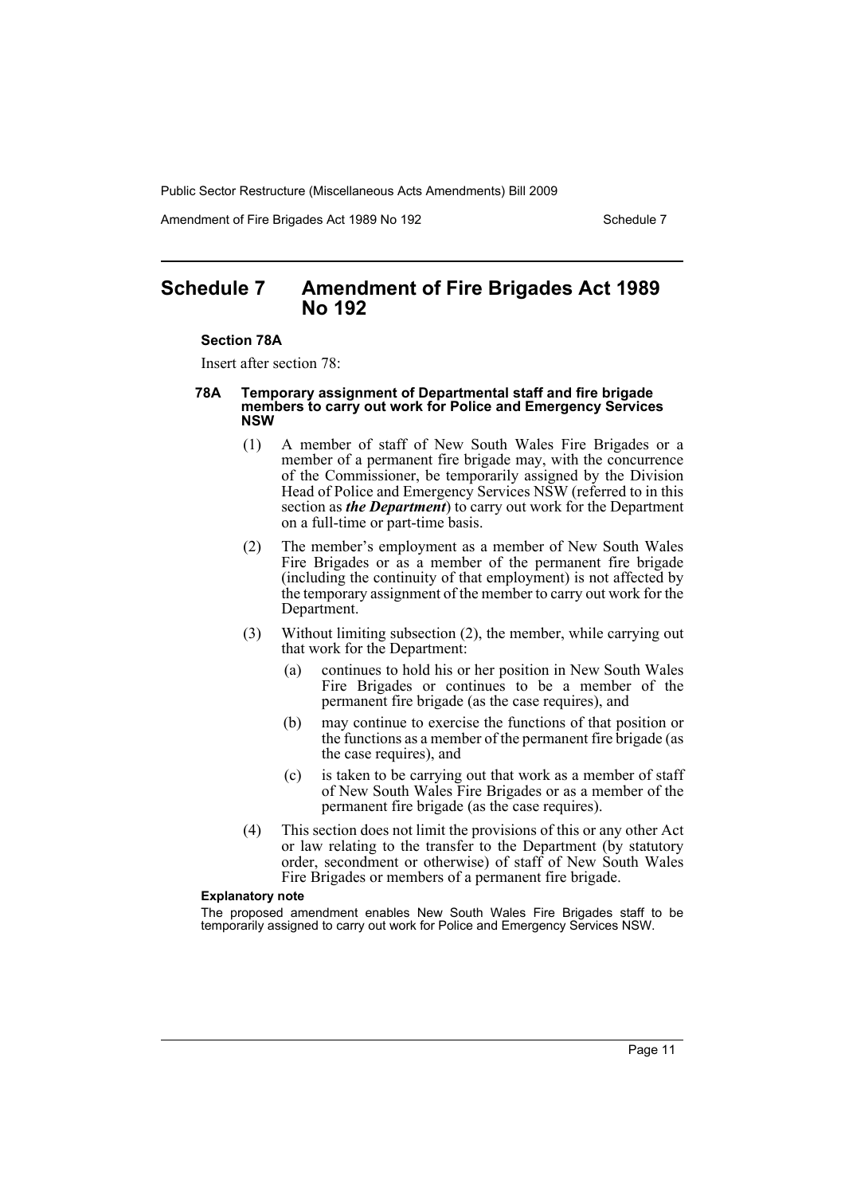# Schedule 7 Amendment of Fire Brigades Act 1989 No 192

**Section 78A**

Insert after section 78:

#### 78A Temporary assignment of Departmental staff and fire brigade members to carry out work for Police and Emergency Services NSW

(1) A member of staff of New South Wales Fire Brigades or a member of a permanent fire brigade may, with the concurrence of the Commissioner, be temporarily assigned by the Division Head of Police and Emergency Services NSW (referred to in this section as ***the Department***) to carry out work for the Department on a full-time or part-time basis.

(2) The member's employment as a member of New South Wales Fire Brigades or as a member of the permanent fire brigade (including the continuity of that employment) is not affected by the temporary assignment of the member to carry out work for the Department.

(3) Without limiting subsection (2), the member, while carrying out that work for the Department:

(a) continues to hold his or her position in New South Wales Fire Brigades or continues to be a member of the permanent fire brigade (as the case requires), and

(b) may continue to exercise the functions of that position or the functions as a member of the permanent fire brigade (as the case requires), and

(c) is taken to be carrying out that work as a member of staff of New South Wales Fire Brigades or as a member of the permanent fire brigade (as the case requires).

(4) This section does not limit the provisions of this or any other Act or law relating to the transfer to the Department (by statutory order, secondment or otherwise) of staff of New South Wales Fire Brigades or members of a permanent fire brigade.

**Explanatory note**

The proposed amendment enables New South Wales Fire Brigades staff to be temporarily assigned to carry out work for Police and Emergency Services NSW.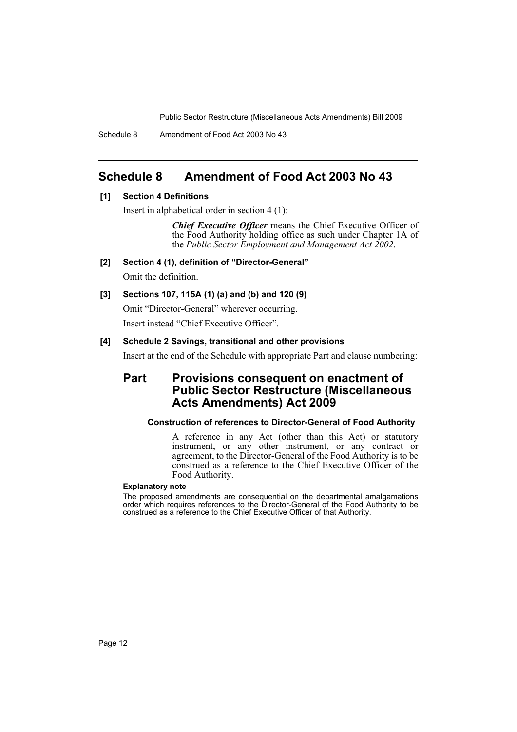## Schedule 8 Amendment of Food Act 2003 No 43

**[1] Section 4 Definitions**

Insert in alphabetical order in section 4 (1):

> ***Chief Executive Officer*** means the Chief Executive Officer of the Food Authority holding office as such under Chapter 1A of the *Public Sector Employment and Management Act 2002*.

**[2] Section 4 (1), definition of "Director-General"**

Omit the definition.

**[3] Sections 107, 115A (1) (a) and (b) and 120 (9)**

Omit "Director-General" wherever occurring.

Insert instead "Chief Executive Officer".

**[4] Schedule 2 Savings, transitional and other provisions**

Insert at the end of the Schedule with appropriate Part and clause numbering:

### Part Provisions consequent on enactment of Public Sector Restructure (Miscellaneous Acts Amendments) Act 2009

#### Construction of references to Director-General of Food Authority

A reference in any Act (other than this Act) or statutory instrument, or any other instrument, or any contract or agreement, to the Director-General of the Food Authority is to be construed as a reference to the Chief Executive Officer of the Food Authority.

**Explanatory note**

The proposed amendments are consequential on the departmental amalgamations order which requires references to the Director-General of the Food Authority to be construed as a reference to the Chief Executive Officer of that Authority.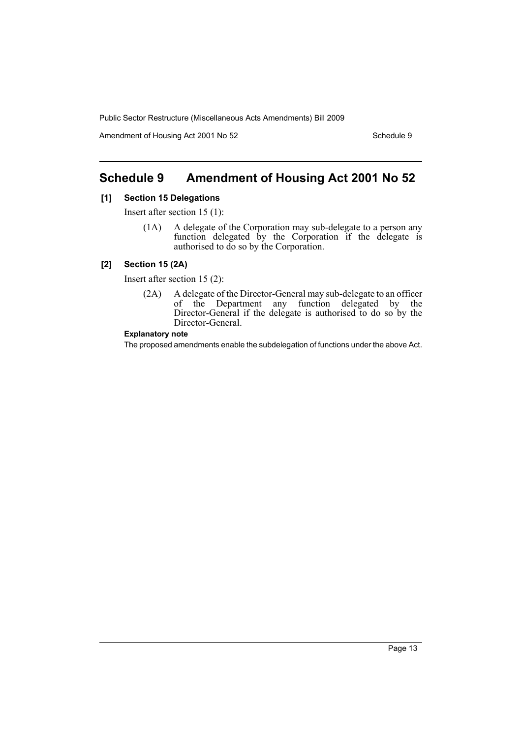## Schedule 9 Amendment of Housing Act 2001 No 52

**[1] Section 15 Delegations**

Insert after section 15 (1):

> (1A) A delegate of the Corporation may sub-delegate to a person any function delegated by the Corporation if the delegate is authorised to do so by the Corporation.

**[2] Section 15 (2A)**

Insert after section 15 (2):

> (2A) A delegate of the Director-General may sub-delegate to an officer of the Department any function delegated by the Director-General if the delegate is authorised to do so by the Director-General.

**Explanatory note**

The proposed amendments enable the subdelegation of functions under the above Act.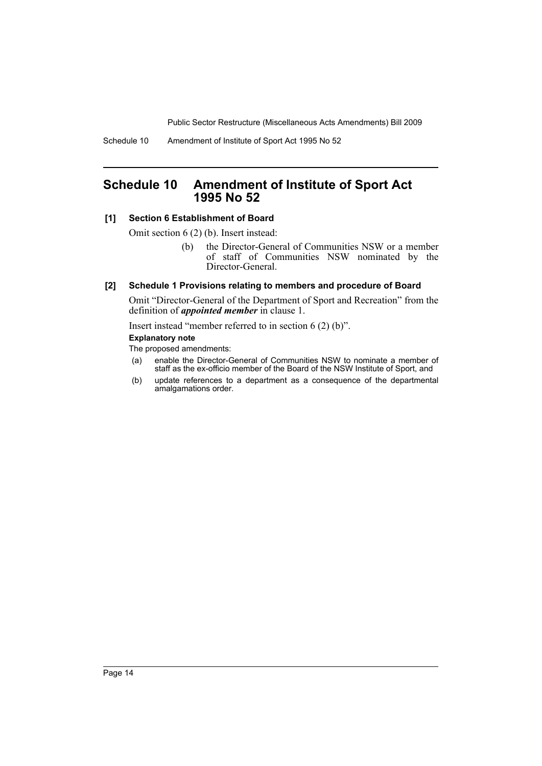# Schedule 10 Amendment of Institute of Sport Act 1995 No 52

## [1] Section 6 Establishment of Board

Omit section 6 (2) (b). Insert instead:

> (b) the Director-General of Communities NSW or a member of staff of Communities NSW nominated by the Director-General.

## [2] Schedule 1 Provisions relating to members and procedure of Board

Omit "Director-General of the Department of Sport and Recreation" from the definition of ***appointed member*** in clause 1.

Insert instead "member referred to in section 6 (2) (b)".

**Explanatory note**

The proposed amendments:

(a) enable the Director-General of Communities NSW to nominate a member of staff as the ex-officio member of the Board of the NSW Institute of Sport, and

(b) update references to a department as a consequence of the departmental amalgamations order.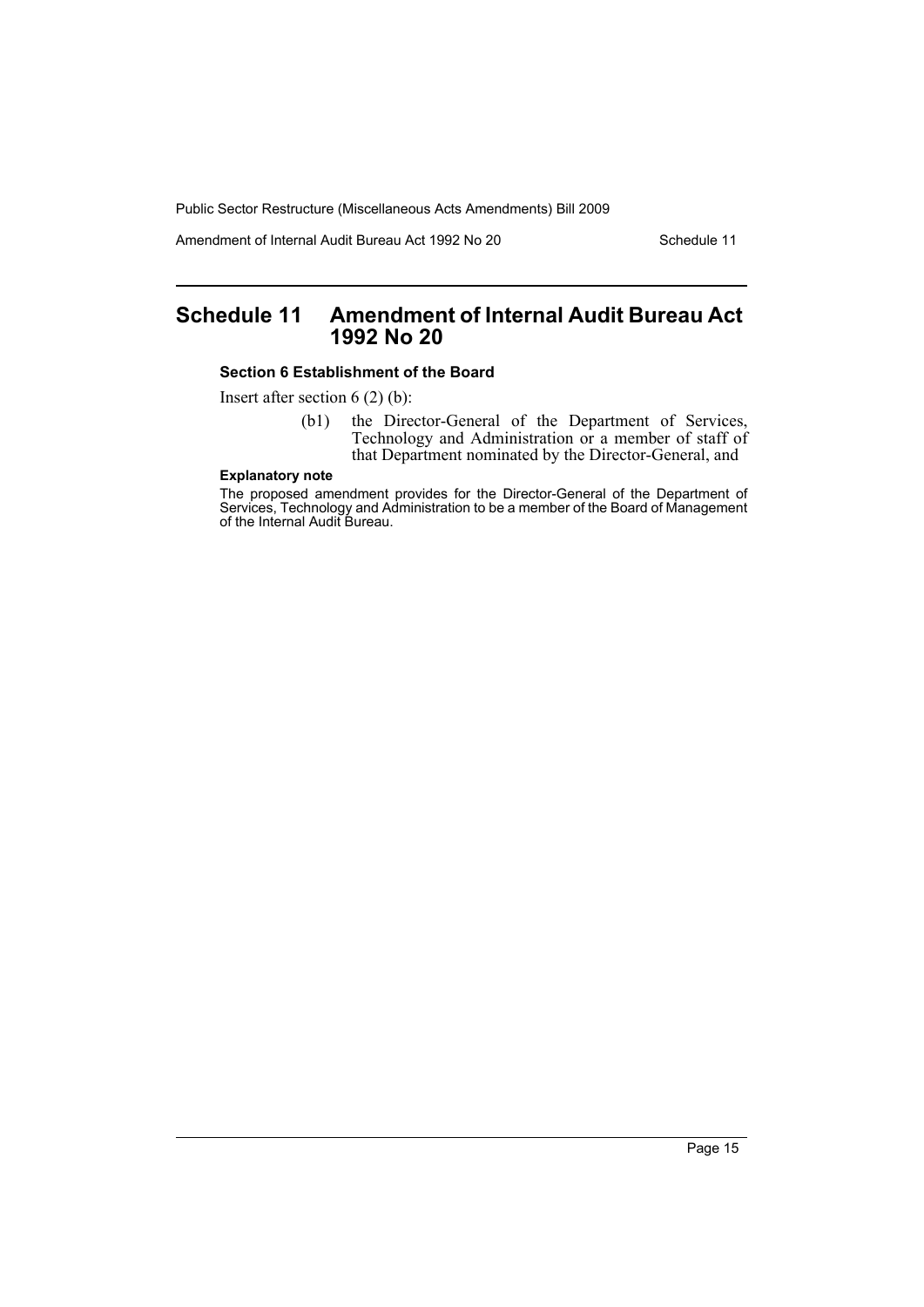# Schedule 11 Amendment of Internal Audit Bureau Act 1992 No 20

### Section 6 Establishment of the Board

Insert after section 6 (2) (b):

> (b1) the Director-General of the Department of Services, Technology and Administration or a member of staff of that Department nominated by the Director-General, and

**Explanatory note**

The proposed amendment provides for the Director-General of the Department of Services, Technology and Administration to be a member of the Board of Management of the Internal Audit Bureau.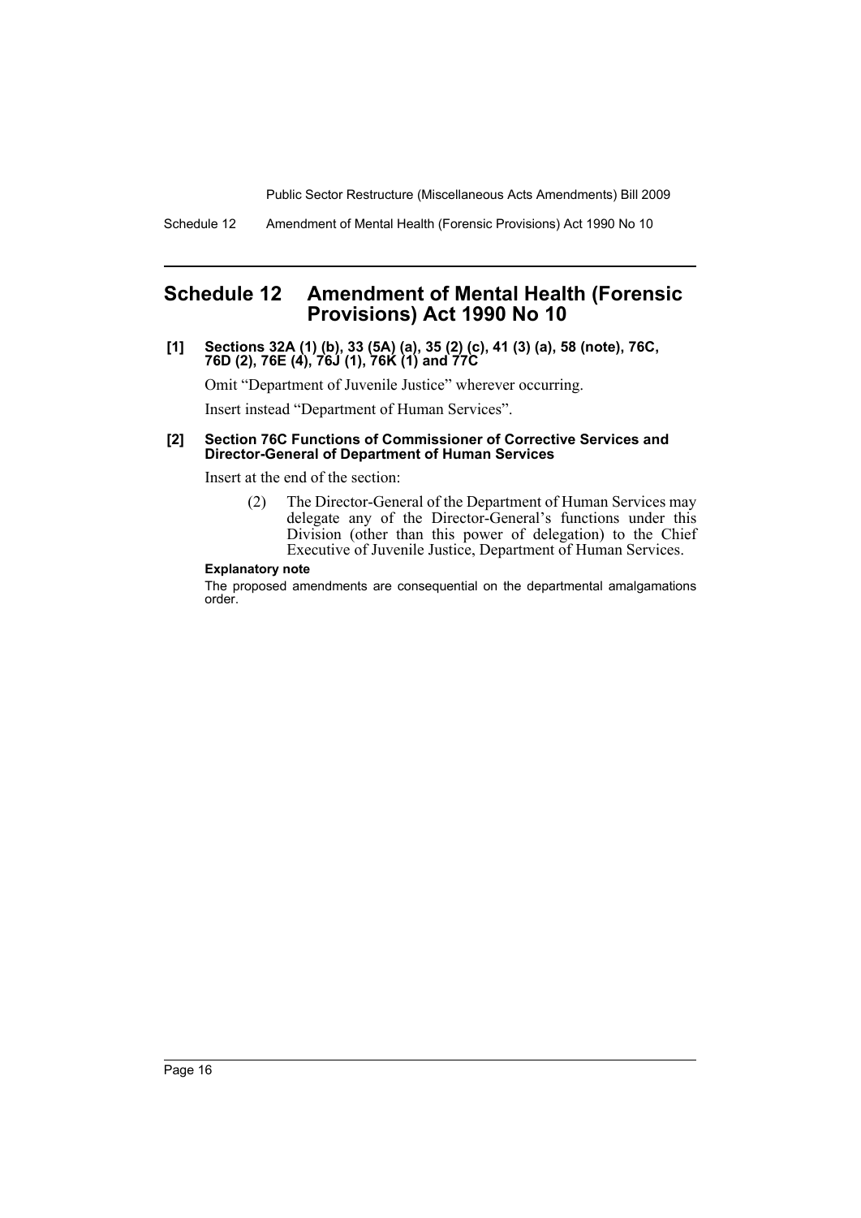## Schedule 12 Amendment of Mental Health (Forensic Provisions) Act 1990 No 10

**[1] Sections 32A (1) (b), 33 (5A) (a), 35 (2) (c), 41 (3) (a), 58 (note), 76C, 76D (2), 76E (4), 76J (1), 76K (1) and 77C**

Omit "Department of Juvenile Justice" wherever occurring.

Insert instead "Department of Human Services".

**[2] Section 76C Functions of Commissioner of Corrective Services and Director-General of Department of Human Services**

Insert at the end of the section:

> (2) The Director-General of the Department of Human Services may delegate any of the Director-General's functions under this Division (other than this power of delegation) to the Chief Executive of Juvenile Justice, Department of Human Services.

**Explanatory note**

The proposed amendments are consequential on the departmental amalgamations order.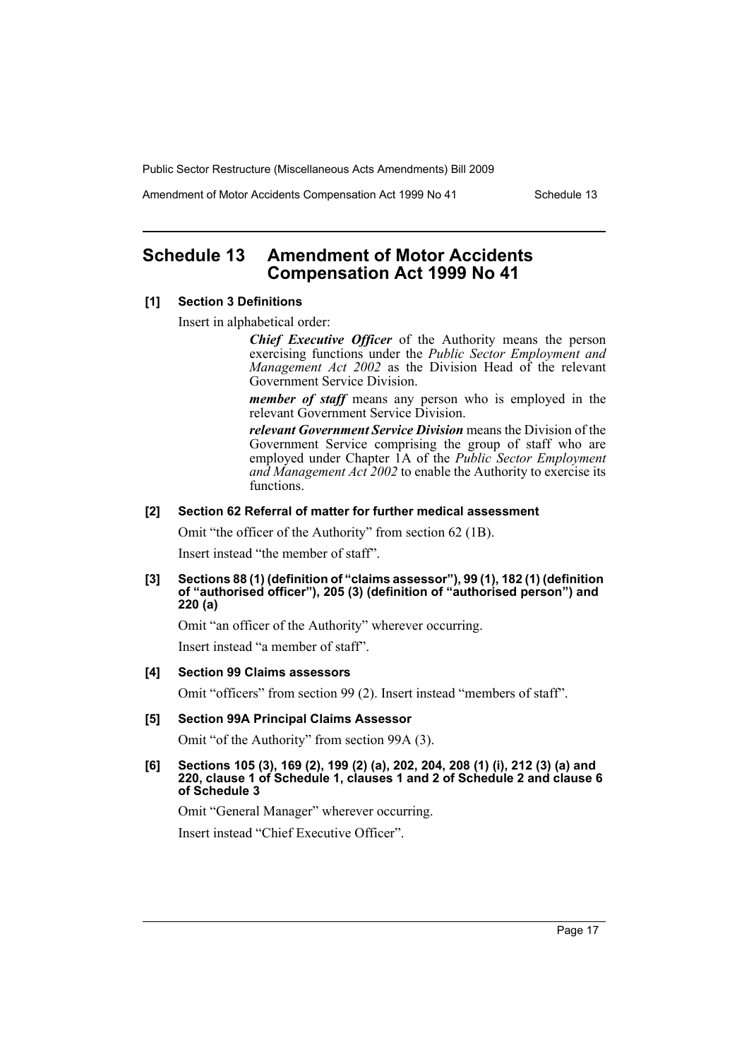# Schedule 13 Amendment of Motor Accidents Compensation Act 1999 No 41

**[1] Section 3 Definitions**

Insert in alphabetical order:

> ***Chief Executive Officer*** of the Authority means the person exercising functions under the *Public Sector Employment and Management Act 2002* as the Division Head of the relevant Government Service Division.
>
> ***member of staff*** means any person who is employed in the relevant Government Service Division.
>
> ***relevant Government Service Division*** means the Division of the Government Service comprising the group of staff who are employed under Chapter 1A of the *Public Sector Employment and Management Act 2002* to enable the Authority to exercise its functions.

**[2] Section 62 Referral of matter for further medical assessment**

Omit "the officer of the Authority" from section 62 (1B).

Insert instead "the member of staff".

**[3] Sections 88 (1) (definition of "claims assessor"), 99 (1), 182 (1) (definition of "authorised officer"), 205 (3) (definition of "authorised person") and 220 (a)**

Omit "an officer of the Authority" wherever occurring.

Insert instead "a member of staff".

**[4] Section 99 Claims assessors**

Omit "officers" from section 99 (2). Insert instead "members of staff".

**[5] Section 99A Principal Claims Assessor**

Omit "of the Authority" from section 99A (3).

**[6] Sections 105 (3), 169 (2), 199 (2) (a), 202, 204, 208 (1) (i), 212 (3) (a) and 220, clause 1 of Schedule 1, clauses 1 and 2 of Schedule 2 and clause 6 of Schedule 3**

Omit "General Manager" wherever occurring.

Insert instead "Chief Executive Officer".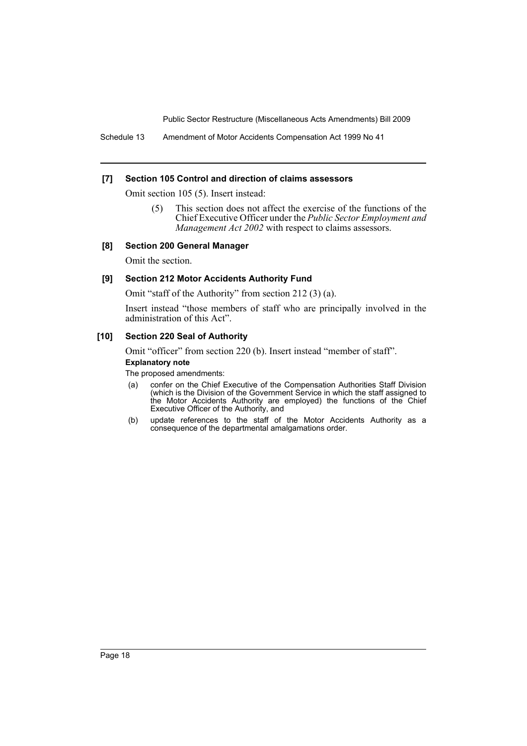#### [7] Section 105 Control and direction of claims assessors

Omit section 105 (5). Insert instead:

> (5) This section does not affect the exercise of the functions of the Chief Executive Officer under the *Public Sector Employment and Management Act 2002* with respect to claims assessors.

#### [8] Section 200 General Manager

Omit the section.

#### [9] Section 212 Motor Accidents Authority Fund

Omit "staff of the Authority" from section 212 (3) (a).

Insert instead "those members of staff who are principally involved in the administration of this Act".

#### [10] Section 220 Seal of Authority

Omit "officer" from section 220 (b). Insert instead "member of staff".

**Explanatory note**

The proposed amendments:

(a) confer on the Chief Executive of the Compensation Authorities Staff Division (which is the Division of the Government Service in which the staff assigned to the Motor Accidents Authority are employed) the functions of the Chief Executive Officer of the Authority, and

(b) update references to the staff of the Motor Accidents Authority as a consequence of the departmental amalgamations order.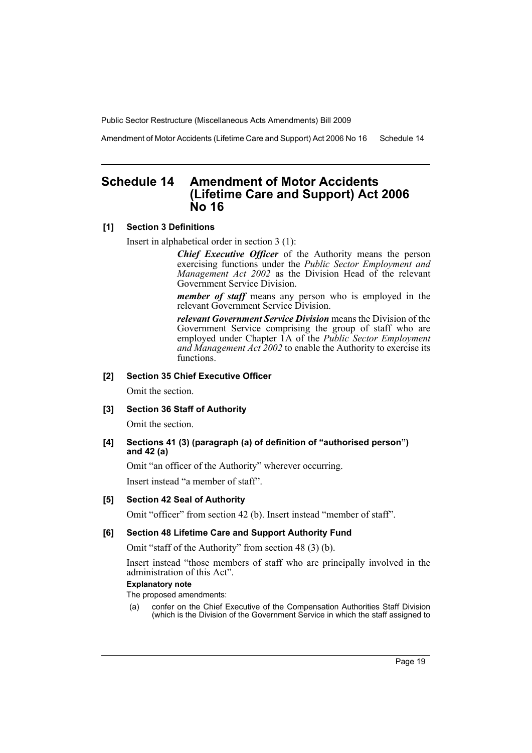# Schedule 14 Amendment of Motor Accidents (Lifetime Care and Support) Act 2006 No 16

**[1] Section 3 Definitions**

Insert in alphabetical order in section 3 (1):

> ***Chief Executive Officer*** of the Authority means the person exercising functions under the *Public Sector Employment and Management Act 2002* as the Division Head of the relevant Government Service Division.
>
> ***member of staff*** means any person who is employed in the relevant Government Service Division.
>
> ***relevant Government Service Division*** means the Division of the Government Service comprising the group of staff who are employed under Chapter 1A of the *Public Sector Employment and Management Act 2002* to enable the Authority to exercise its functions.

**[2] Section 35 Chief Executive Officer**

Omit the section.

**[3] Section 36 Staff of Authority**

Omit the section.

**[4] Sections 41 (3) (paragraph (a) of definition of "authorised person") and 42 (a)**

Omit "an officer of the Authority" wherever occurring.

Insert instead "a member of staff".

**[5] Section 42 Seal of Authority**

Omit "officer" from section 42 (b). Insert instead "member of staff".

**[6] Section 48 Lifetime Care and Support Authority Fund**

Omit "staff of the Authority" from section 48 (3) (b).

Insert instead "those members of staff who are principally involved in the administration of this Act".

**Explanatory note**

The proposed amendments:

(a) confer on the Chief Executive of the Compensation Authorities Staff Division (which is the Division of the Government Service in which the staff assigned to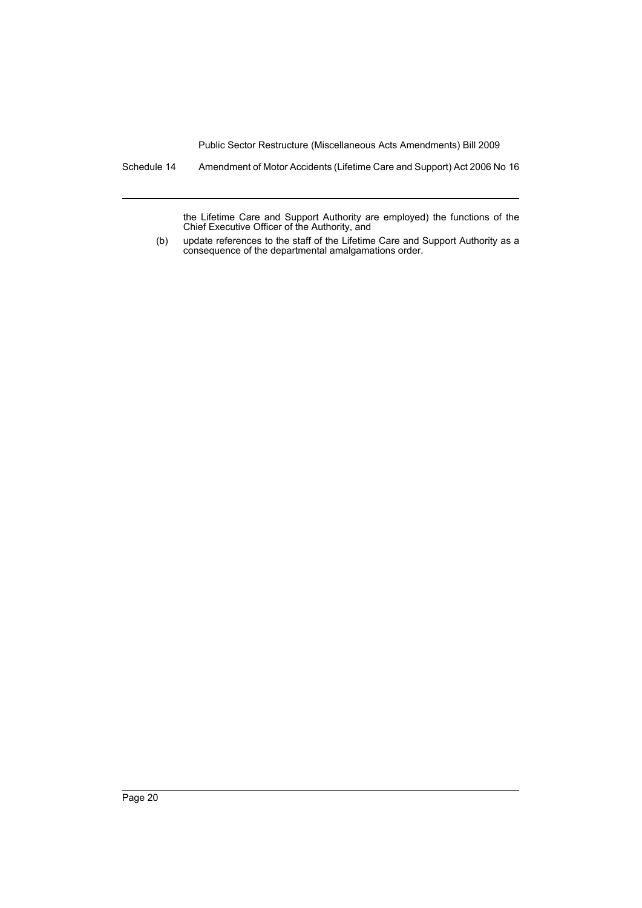the Lifetime Care and Support Authority are employed) the functions of the Chief Executive Officer of the Authority, and

(b) update references to the staff of the Lifetime Care and Support Authority as a consequence of the departmental amalgamations order.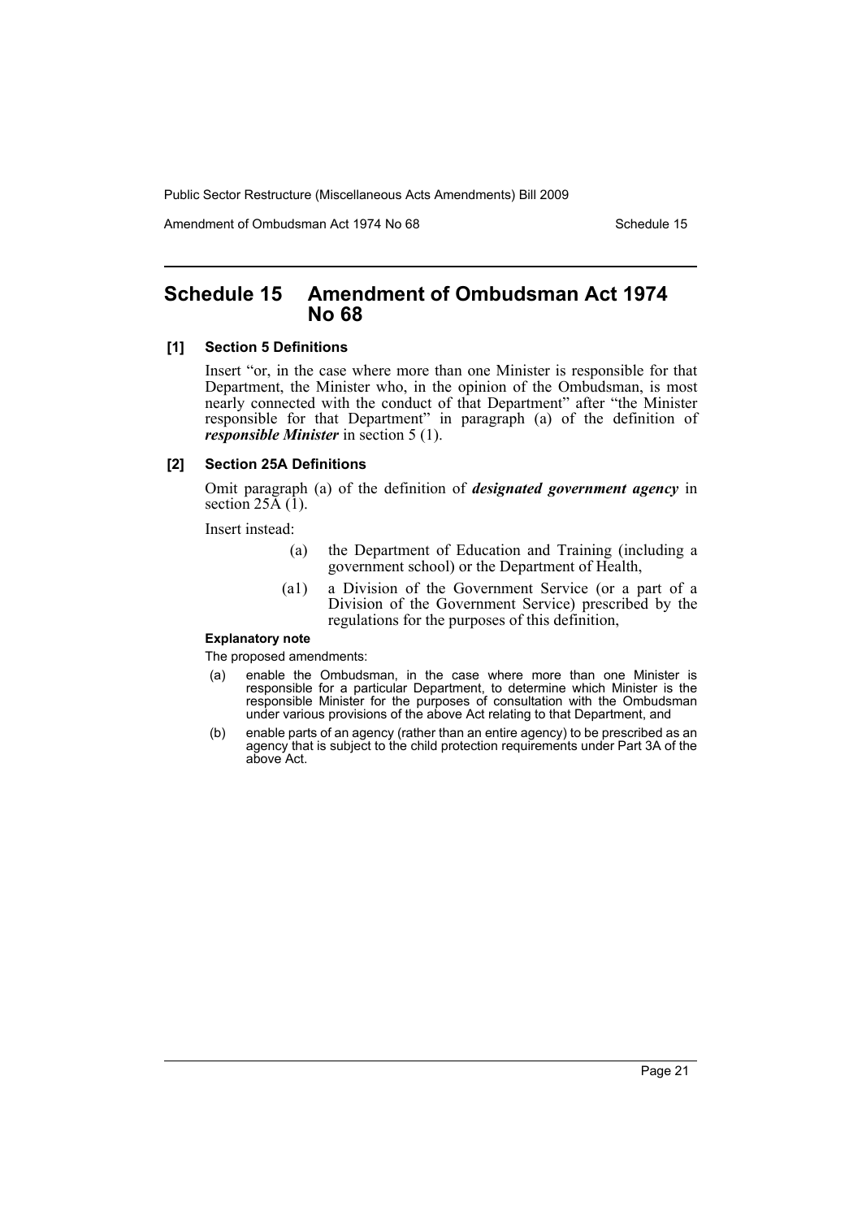# Schedule 15 Amendment of Ombudsman Act 1974 No 68

## [1] Section 5 Definitions

Insert "or, in the case where more than one Minister is responsible for that Department, the Minister who, in the opinion of the Ombudsman, is most nearly connected with the conduct of that Department" after "the Minister responsible for that Department" in paragraph (a) of the definition of ***responsible Minister*** in section 5 (1).

## [2] Section 25A Definitions

Omit paragraph (a) of the definition of ***designated government agency*** in section 25A (1).

Insert instead:

> (a) the Department of Education and Training (including a government school) or the Department of Health,
>
> (a1) a Division of the Government Service (or a part of a Division of the Government Service) prescribed by the regulations for the purposes of this definition,

**Explanatory note**

The proposed amendments:

(a) enable the Ombudsman, in the case where more than one Minister is responsible for a particular Department, to determine which Minister is the responsible Minister for the purposes of consultation with the Ombudsman under various provisions of the above Act relating to that Department, and

(b) enable parts of an agency (rather than an entire agency) to be prescribed as an agency that is subject to the child protection requirements under Part 3A of the above Act.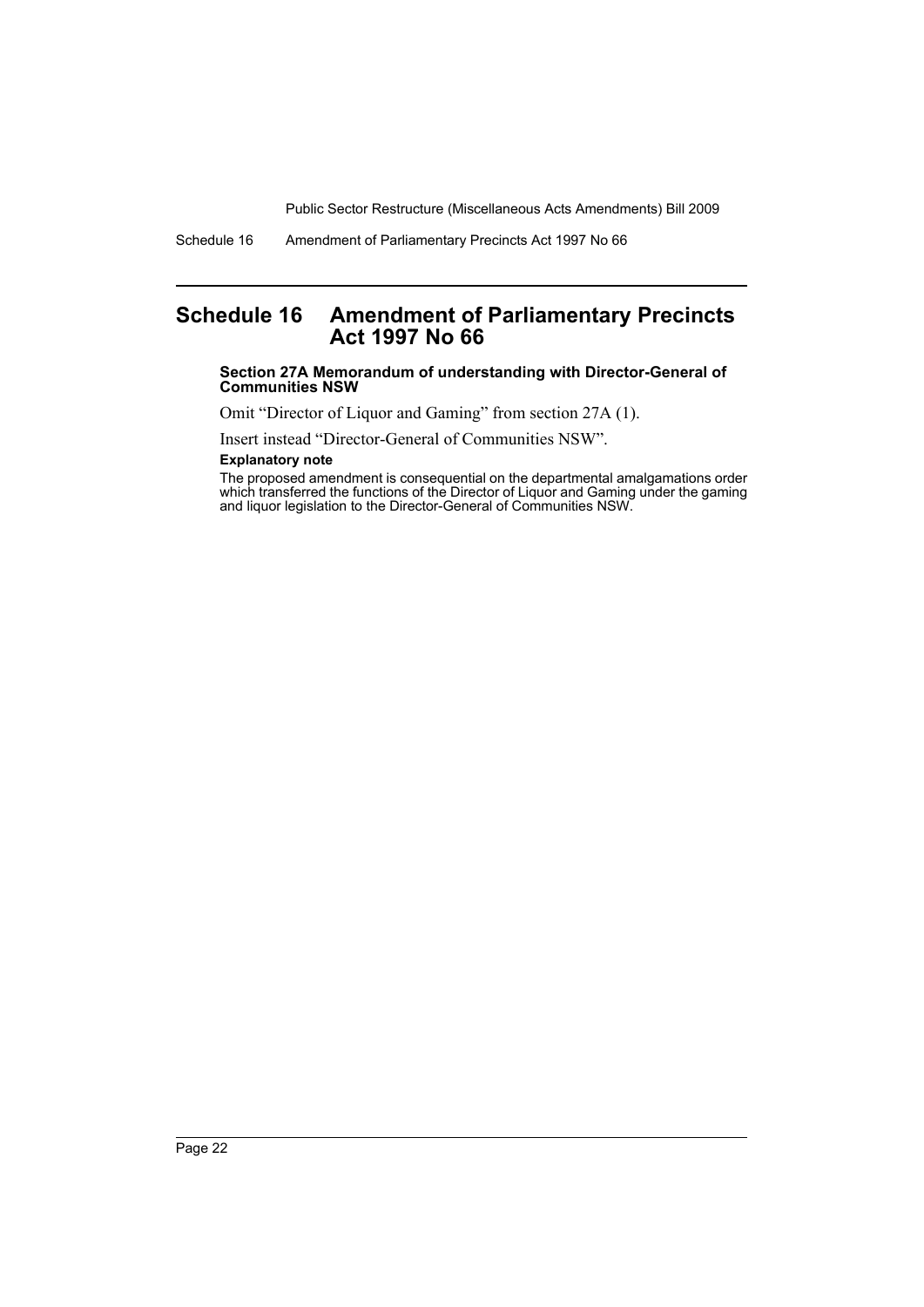# Schedule 16 Amendment of Parliamentary Precincts Act 1997 No 66

### Section 27A Memorandum of understanding with Director-General of Communities NSW

Omit "Director of Liquor and Gaming" from section 27A (1).

Insert instead "Director-General of Communities NSW".

**Explanatory note**

The proposed amendment is consequential on the departmental amalgamations order which transferred the functions of the Director of Liquor and Gaming under the gaming and liquor legislation to the Director-General of Communities NSW.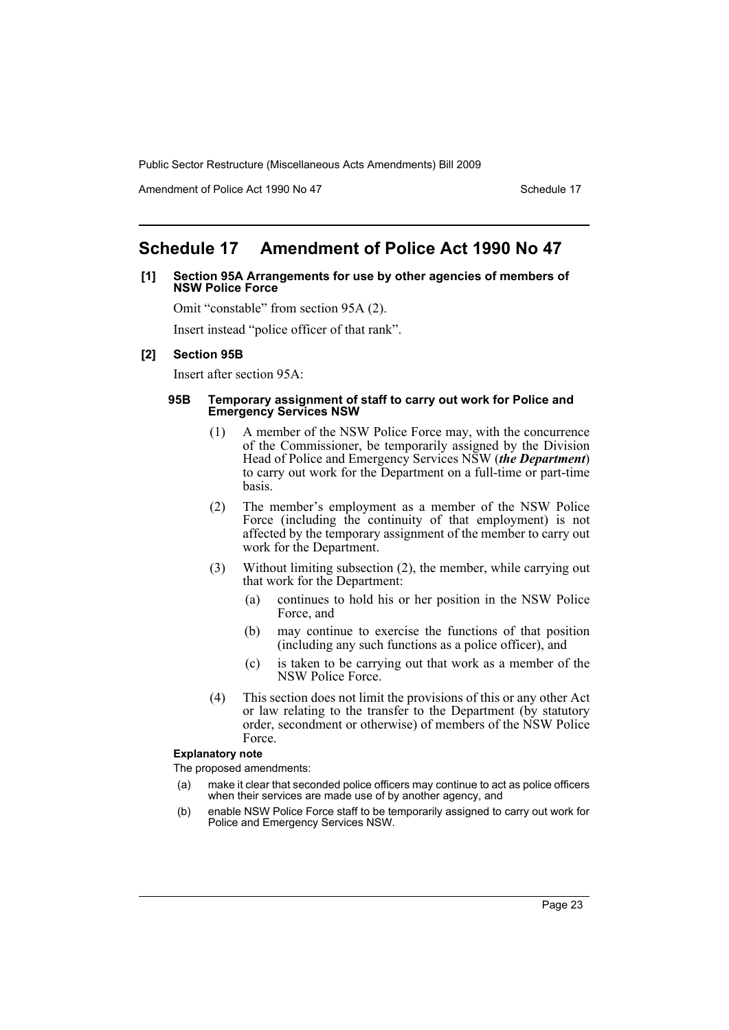## Schedule 17 Amendment of Police Act 1990 No 47

### [1] Section 95A Arrangements for use by other agencies of members of NSW Police Force

Omit "constable" from section 95A (2).

Insert instead "police officer of that rank".

### [2] Section 95B

Insert after section 95A:

#### 95B Temporary assignment of staff to carry out work for Police and Emergency Services NSW

(1) A member of the NSW Police Force may, with the concurrence of the Commissioner, be temporarily assigned by the Division Head of Police and Emergency Services NSW (***the Department***) to carry out work for the Department on a full-time or part-time basis.

(2) The member's employment as a member of the NSW Police Force (including the continuity of that employment) is not affected by the temporary assignment of the member to carry out work for the Department.

(3) Without limiting subsection (2), the member, while carrying out that work for the Department:

- (a) continues to hold his or her position in the NSW Police Force, and
- (b) may continue to exercise the functions of that position (including any such functions as a police officer), and
- (c) is taken to be carrying out that work as a member of the NSW Police Force.

(4) This section does not limit the provisions of this or any other Act or law relating to the transfer to the Department (by statutory order, secondment or otherwise) of members of the NSW Police Force.

**Explanatory note**

The proposed amendments:

- (a) make it clear that seconded police officers may continue to act as police officers when their services are made use of by another agency, and
- (b) enable NSW Police Force staff to be temporarily assigned to carry out work for Police and Emergency Services NSW.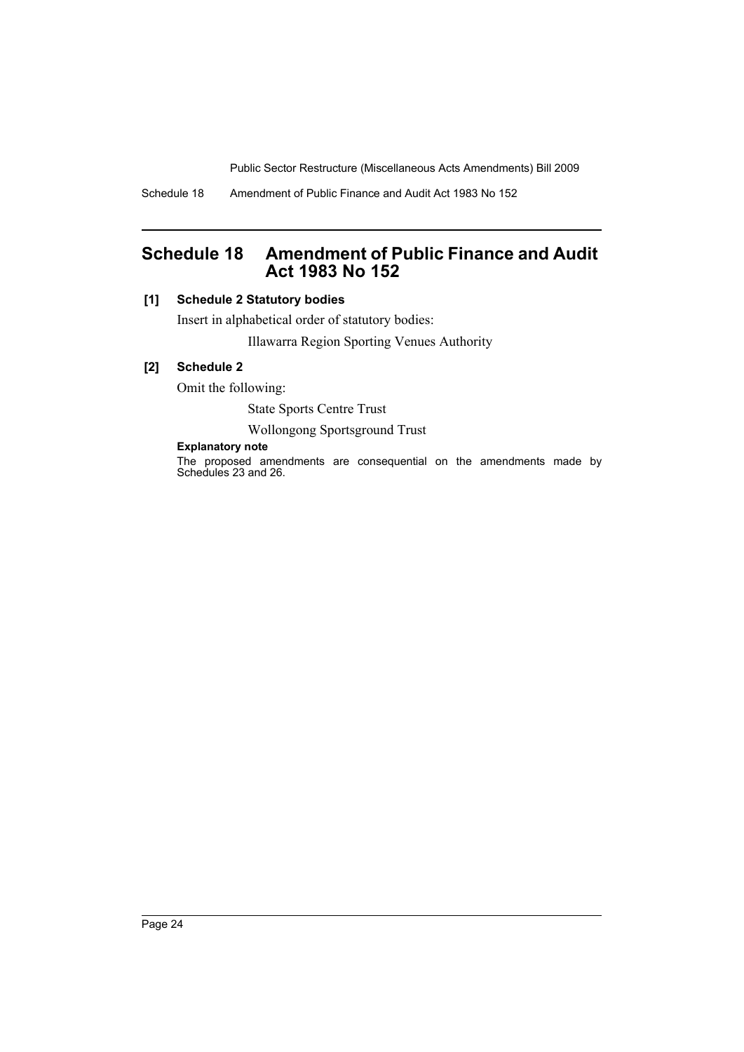## Schedule 18 Amendment of Public Finance and Audit Act 1983 No 152

**[1] Schedule 2 Statutory bodies**

Insert in alphabetical order of statutory bodies:

Illawarra Region Sporting Venues Authority

**[2] Schedule 2**

Omit the following:

State Sports Centre Trust

Wollongong Sportsground Trust

**Explanatory note**

The proposed amendments are consequential on the amendments made by Schedules 23 and 26.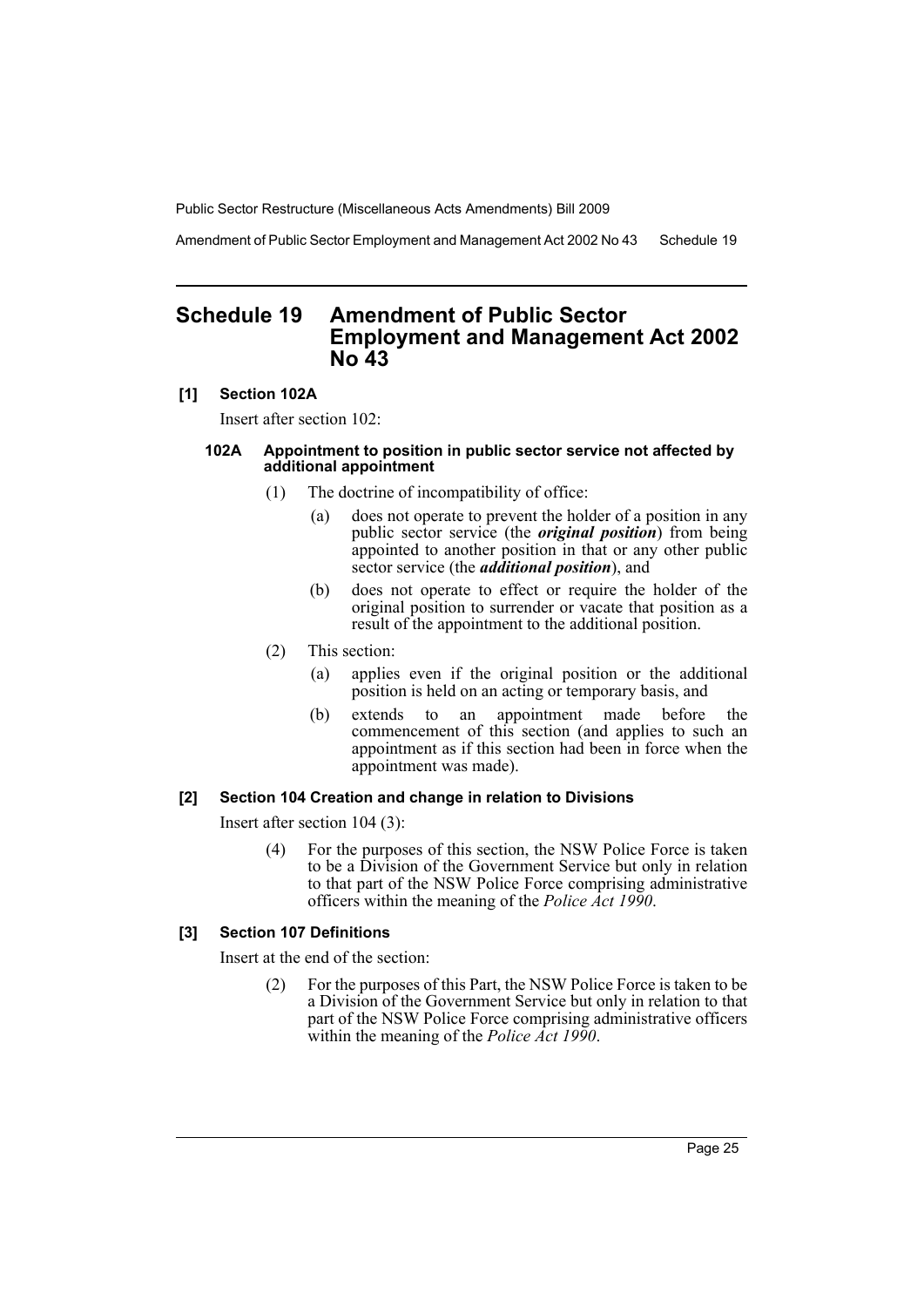# Schedule 19 Amendment of Public Sector Employment and Management Act 2002 No 43

## [1] Section 102A

Insert after section 102:

### 102A Appointment to position in public sector service not affected by additional appointment

(1) The doctrine of incompatibility of office:

(a) does not operate to prevent the holder of a position in any public sector service (the ***original position***) from being appointed to another position in that or any other public sector service (the ***additional position***), and

(b) does not operate to effect or require the holder of the original position to surrender or vacate that position as a result of the appointment to the additional position.

(2) This section:

(a) applies even if the original position or the additional position is held on an acting or temporary basis, and

(b) extends to an appointment made before the commencement of this section (and applies to such an appointment as if this section had been in force when the appointment was made).

## [2] Section 104 Creation and change in relation to Divisions

Insert after section 104 (3):

(4) For the purposes of this section, the NSW Police Force is taken to be a Division of the Government Service but only in relation to that part of the NSW Police Force comprising administrative officers within the meaning of the *Police Act 1990*.

## [3] Section 107 Definitions

Insert at the end of the section:

(2) For the purposes of this Part, the NSW Police Force is taken to be a Division of the Government Service but only in relation to that part of the NSW Police Force comprising administrative officers within the meaning of the *Police Act 1990*.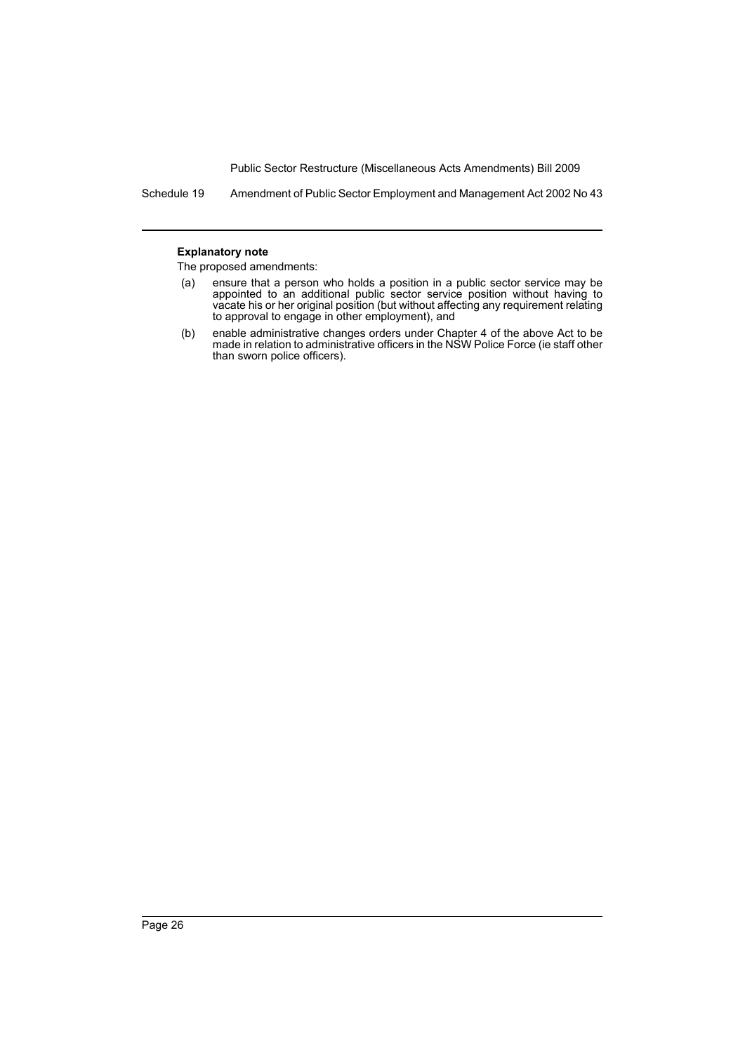**Explanatory note**

The proposed amendments:

(a) ensure that a person who holds a position in a public sector service may be appointed to an additional public sector service position without having to vacate his or her original position (but without affecting any requirement relating to approval to engage in other employment), and

(b) enable administrative changes orders under Chapter 4 of the above Act to be made in relation to administrative officers in the NSW Police Force (ie staff other than sworn police officers).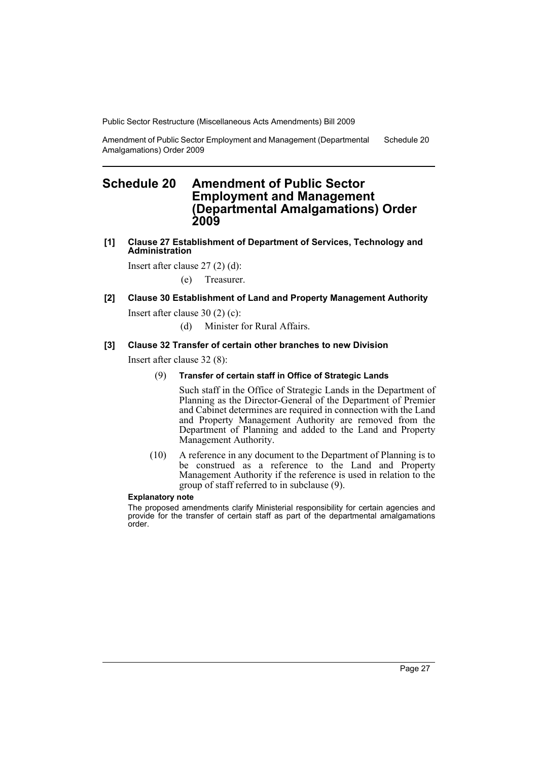# Schedule 20 Amendment of Public Sector Employment and Management (Departmental Amalgamations) Order 2009

**[1] Clause 27 Establishment of Department of Services, Technology and Administration**

Insert after clause 27 (2) (d):

(e) Treasurer.

**[2] Clause 30 Establishment of Land and Property Management Authority**

Insert after clause 30 (2) (c):

(d) Minister for Rural Affairs.

**[3] Clause 32 Transfer of certain other branches to new Division**

Insert after clause 32 (8):

(9) **Transfer of certain staff in Office of Strategic Lands**

Such staff in the Office of Strategic Lands in the Department of Planning as the Director-General of the Department of Premier and Cabinet determines are required in connection with the Land and Property Management Authority are removed from the Department of Planning and added to the Land and Property Management Authority.

(10) A reference in any document to the Department of Planning is to be construed as a reference to the Land and Property Management Authority if the reference is used in relation to the group of staff referred to in subclause (9).

**Explanatory note**

The proposed amendments clarify Ministerial responsibility for certain agencies and provide for the transfer of certain staff as part of the departmental amalgamations order.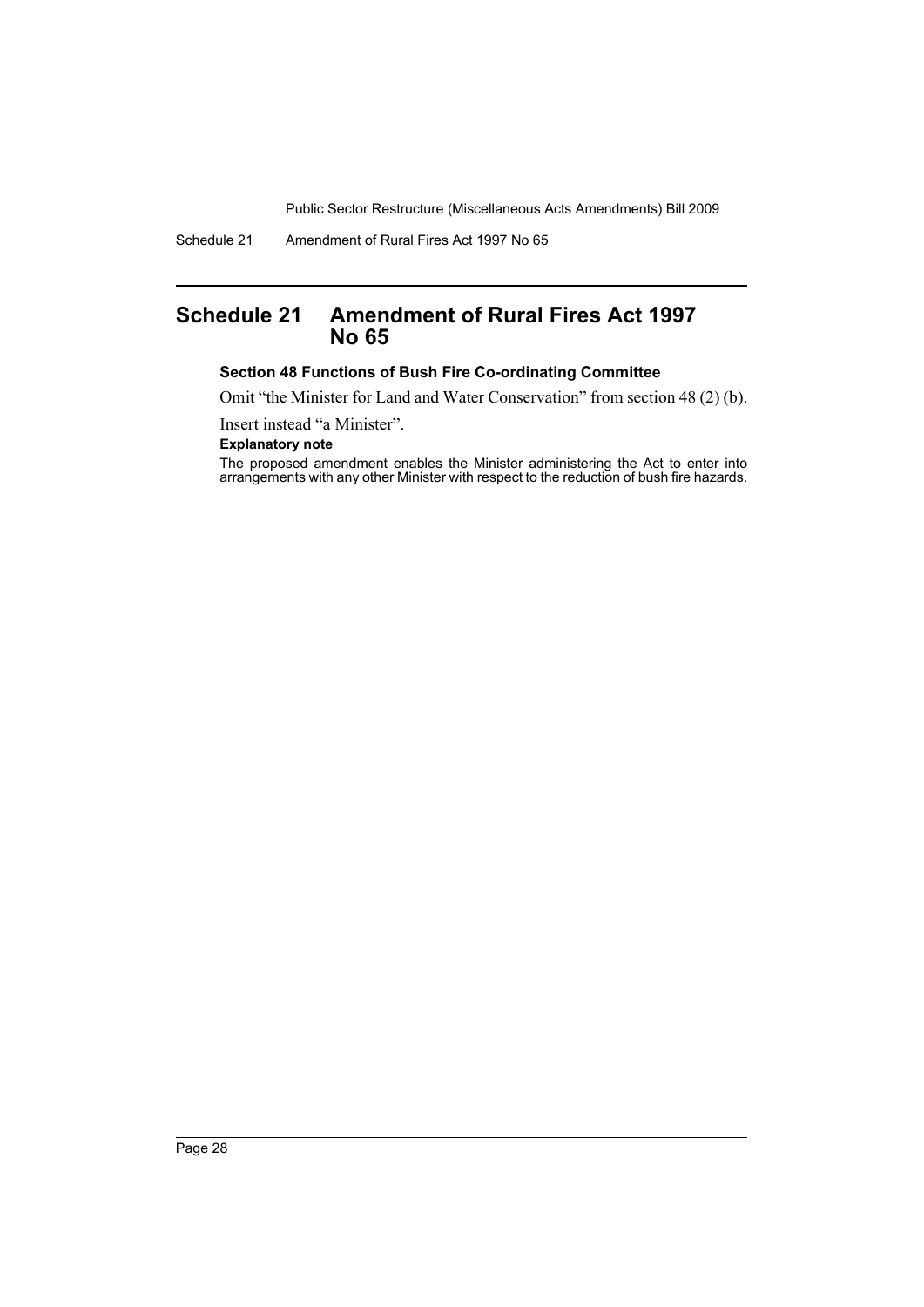# Schedule 21 Amendment of Rural Fires Act 1997 No 65

### Section 48 Functions of Bush Fire Co-ordinating Committee

Omit "the Minister for Land and Water Conservation" from section 48 (2) (b).

Insert instead "a Minister".

**Explanatory note**

The proposed amendment enables the Minister administering the Act to enter into arrangements with any other Minister with respect to the reduction of bush fire hazards.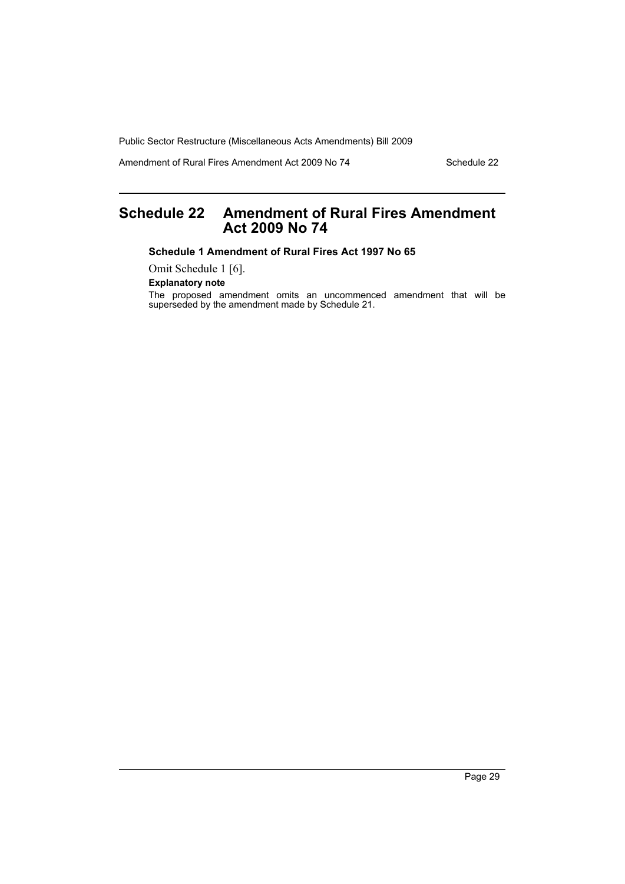# Schedule 22 Amendment of Rural Fires Amendment Act 2009 No 74

### Schedule 1 Amendment of Rural Fires Act 1997 No 65

Omit Schedule 1 [6].

**Explanatory note**

The proposed amendment omits an uncommenced amendment that will be superseded by the amendment made by Schedule 21.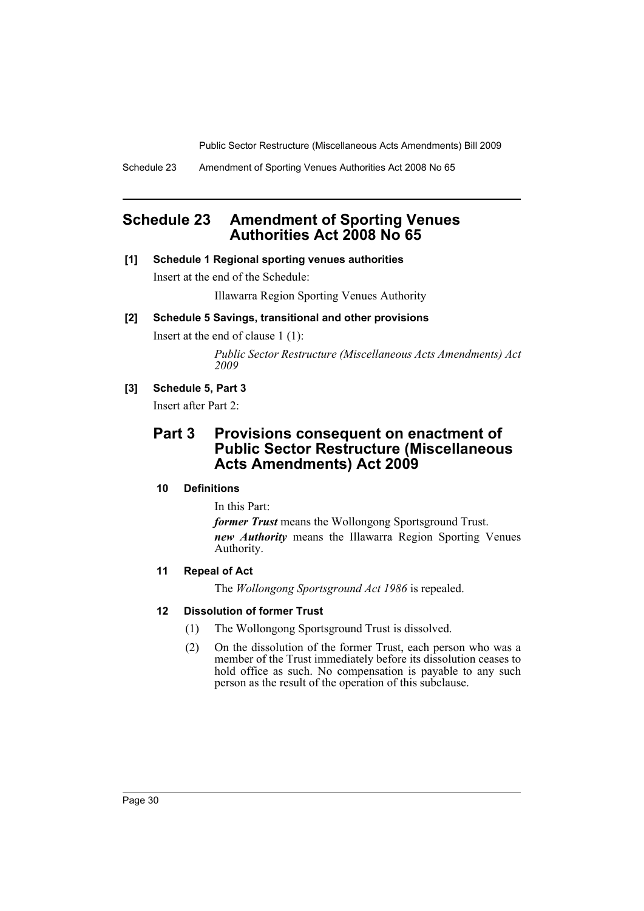# Schedule 23 Amendment of Sporting Venues Authorities Act 2008 No 65

**[1] Schedule 1 Regional sporting venues authorities**

Insert at the end of the Schedule:

Illawarra Region Sporting Venues Authority

**[2] Schedule 5 Savings, transitional and other provisions**

Insert at the end of clause 1 (1):

*Public Sector Restructure (Miscellaneous Acts Amendments) Act 2009*

**[3] Schedule 5, Part 3**

Insert after Part 2:

## Part 3 Provisions consequent on enactment of Public Sector Restructure (Miscellaneous Acts Amendments) Act 2009

### 10 Definitions

In this Part:

***former Trust*** means the Wollongong Sportsground Trust.

***new Authority*** means the Illawarra Region Sporting Venues Authority.

### 11 Repeal of Act

The *Wollongong Sportsground Act 1986* is repealed.

### 12 Dissolution of former Trust

(1) The Wollongong Sportsground Trust is dissolved.

(2) On the dissolution of the former Trust, each person who was a member of the Trust immediately before its dissolution ceases to hold office as such. No compensation is payable to any such person as the result of the operation of this subclause.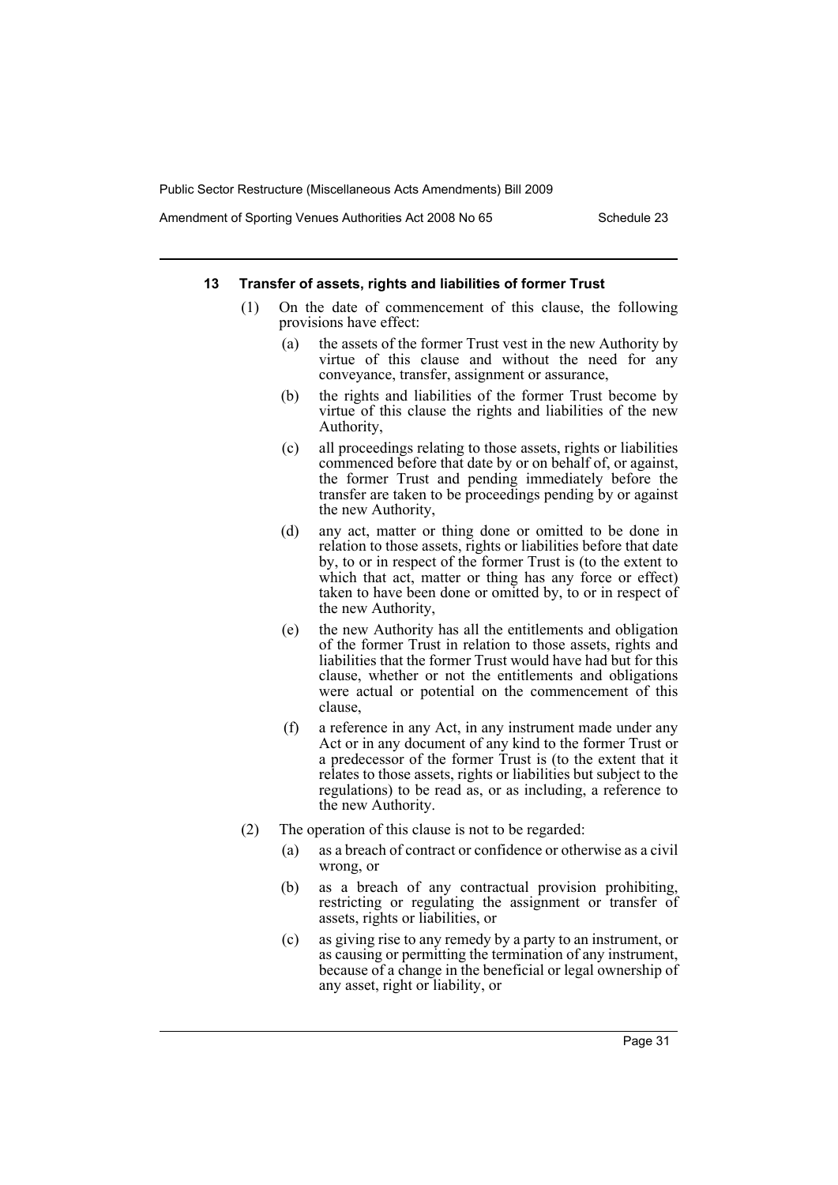#### 13 Transfer of assets, rights and liabilities of former Trust

(1) On the date of commencement of this clause, the following provisions have effect:

   (a) the assets of the former Trust vest in the new Authority by virtue of this clause and without the need for any conveyance, transfer, assignment or assurance,

   (b) the rights and liabilities of the former Trust become by virtue of this clause the rights and liabilities of the new Authority,

   (c) all proceedings relating to those assets, rights or liabilities commenced before that date by or on behalf of, or against, the former Trust and pending immediately before the transfer are taken to be proceedings pending by or against the new Authority,

   (d) any act, matter or thing done or omitted to be done in relation to those assets, rights or liabilities before that date by, to or in respect of the former Trust is (to the extent to which that act, matter or thing has any force or effect) taken to have been done or omitted by, to or in respect of the new Authority,

   (e) the new Authority has all the entitlements and obligation of the former Trust in relation to those assets, rights and liabilities that the former Trust would have had but for this clause, whether or not the entitlements and obligations were actual or potential on the commencement of this clause,

   (f) a reference in any Act, in any instrument made under any Act or in any document of any kind to the former Trust or a predecessor of the former Trust is (to the extent that it relates to those assets, rights or liabilities but subject to the regulations) to be read as, or as including, a reference to the new Authority.

(2) The operation of this clause is not to be regarded:

   (a) as a breach of contract or confidence or otherwise as a civil wrong, or

   (b) as a breach of any contractual provision prohibiting, restricting or regulating the assignment or transfer of assets, rights or liabilities, or

   (c) as giving rise to any remedy by a party to an instrument, or as causing or permitting the termination of any instrument, because of a change in the beneficial or legal ownership of any asset, right or liability, or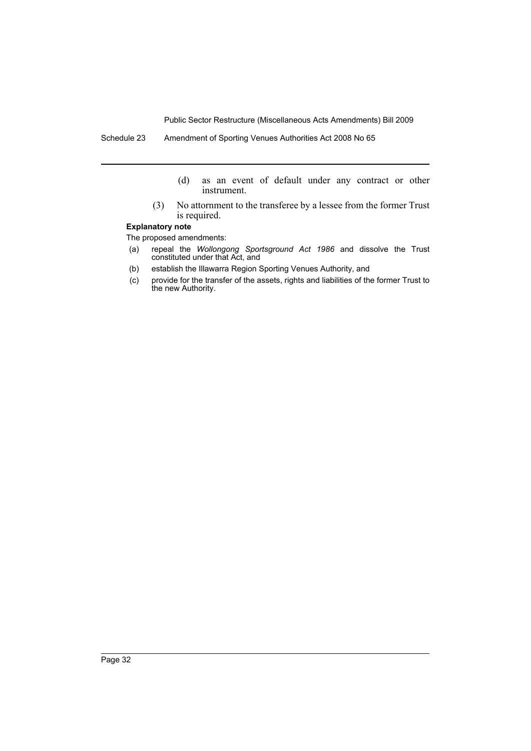(d) as an event of default under any contract or other instrument.

(3) No attornment to the transferee by a lessee from the former Trust is required.

**Explanatory note**

The proposed amendments:

(a) repeal the *Wollongong Sportsground Act 1986* and dissolve the Trust constituted under that Act, and

(b) establish the Illawarra Region Sporting Venues Authority, and

(c) provide for the transfer of the assets, rights and liabilities of the former Trust to the new Authority.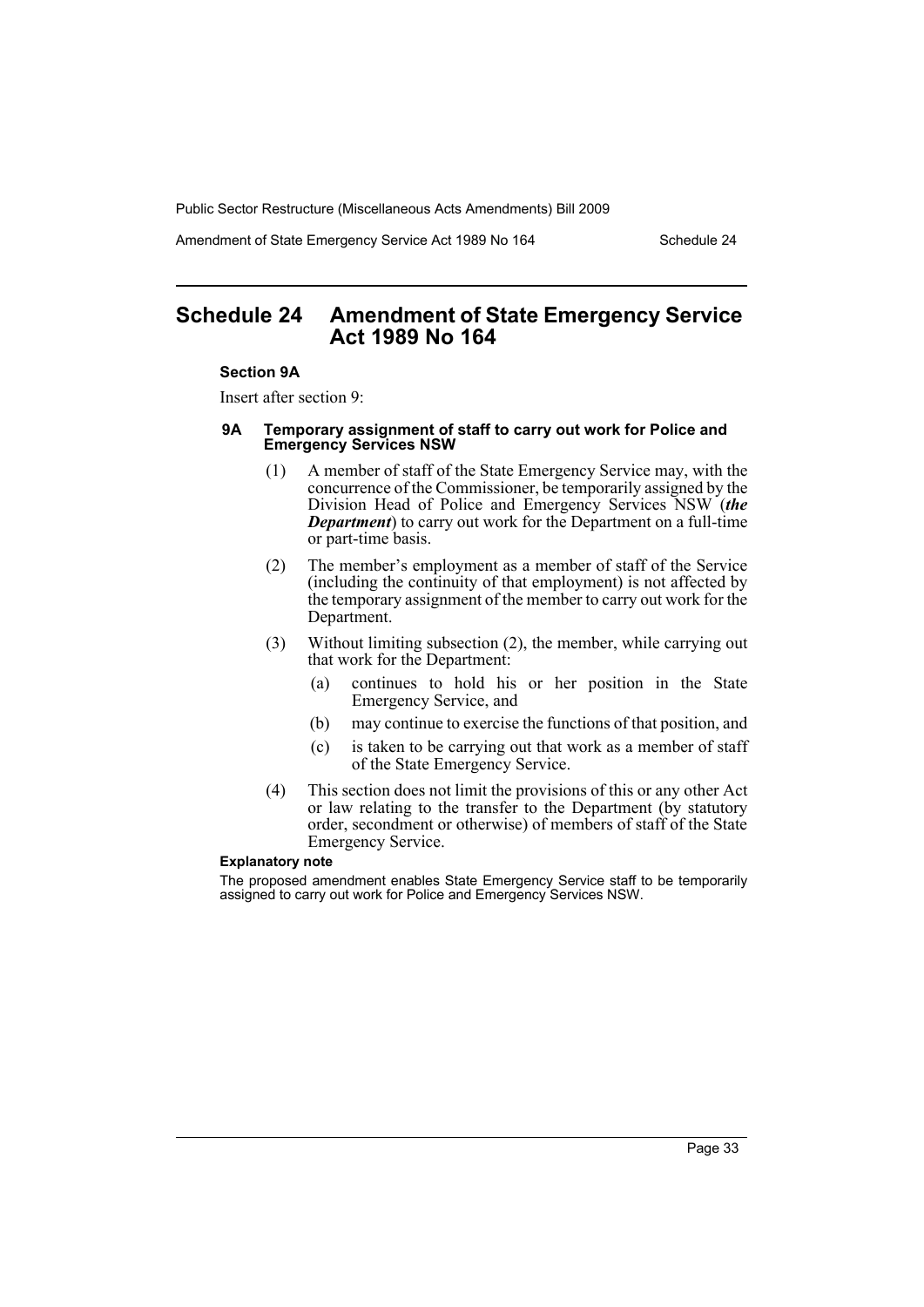# Schedule 24 Amendment of State Emergency Service Act 1989 No 164

**Section 9A**

Insert after section 9:

#### 9A Temporary assignment of staff to carry out work for Police and Emergency Services NSW

(1) A member of staff of the State Emergency Service may, with the concurrence of the Commissioner, be temporarily assigned by the Division Head of Police and Emergency Services NSW (***the Department***) to carry out work for the Department on a full-time or part-time basis.

(2) The member's employment as a member of staff of the Service (including the continuity of that employment) is not affected by the temporary assignment of the member to carry out work for the Department.

(3) Without limiting subsection (2), the member, while carrying out that work for the Department:

(a) continues to hold his or her position in the State Emergency Service, and

(b) may continue to exercise the functions of that position, and

(c) is taken to be carrying out that work as a member of staff of the State Emergency Service.

(4) This section does not limit the provisions of this or any other Act or law relating to the transfer to the Department (by statutory order, secondment or otherwise) of members of staff of the State Emergency Service.

**Explanatory note**

The proposed amendment enables State Emergency Service staff to be temporarily assigned to carry out work for Police and Emergency Services NSW.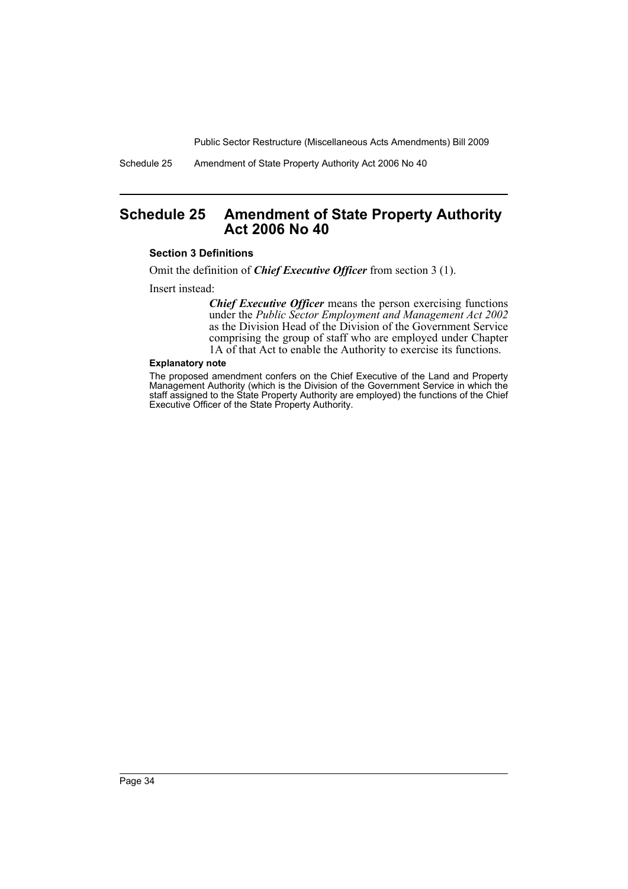## Schedule 25 Amendment of State Property Authority Act 2006 No 40

### Section 3 Definitions

Omit the definition of ***Chief Executive Officer*** from section 3 (1).

Insert instead:

> ***Chief Executive Officer*** means the person exercising functions under the *Public Sector Employment and Management Act 2002* as the Division Head of the Division of the Government Service comprising the group of staff who are employed under Chapter 1A of that Act to enable the Authority to exercise its functions.

**Explanatory note**

The proposed amendment confers on the Chief Executive of the Land and Property Management Authority (which is the Division of the Government Service in which the staff assigned to the State Property Authority are employed) the functions of the Chief Executive Officer of the State Property Authority.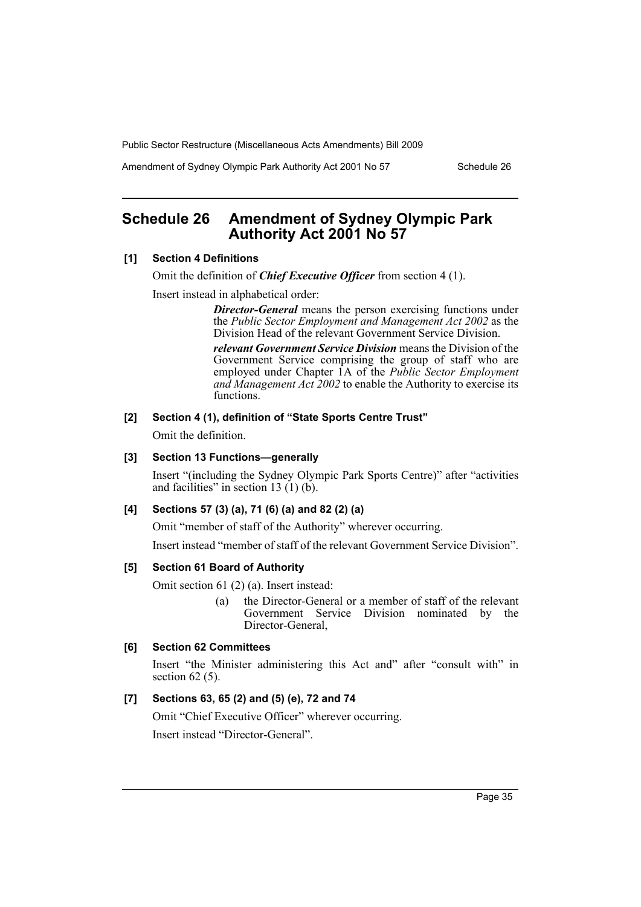## Schedule 26 Amendment of Sydney Olympic Park Authority Act 2001 No 57

**[1] Section 4 Definitions**

Omit the definition of ***Chief Executive Officer*** from section 4 (1).

Insert instead in alphabetical order:

> ***Director-General*** means the person exercising functions under the *Public Sector Employment and Management Act 2002* as the Division Head of the relevant Government Service Division.
>
> ***relevant Government Service Division*** means the Division of the Government Service comprising the group of staff who are employed under Chapter 1A of the *Public Sector Employment and Management Act 2002* to enable the Authority to exercise its functions.

**[2] Section 4 (1), definition of "State Sports Centre Trust"**

Omit the definition.

**[3] Section 13 Functions—generally**

Insert "(including the Sydney Olympic Park Sports Centre)" after "activities and facilities" in section 13 (1) (b).

**[4] Sections 57 (3) (a), 71 (6) (a) and 82 (2) (a)**

Omit "member of staff of the Authority" wherever occurring.

Insert instead "member of staff of the relevant Government Service Division".

**[5] Section 61 Board of Authority**

Omit section 61 (2) (a). Insert instead:

> (a) the Director-General or a member of staff of the relevant Government Service Division nominated by the Director-General,

**[6] Section 62 Committees**

Insert "the Minister administering this Act and" after "consult with" in section 62 (5).

**[7] Sections 63, 65 (2) and (5) (e), 72 and 74**

Omit "Chief Executive Officer" wherever occurring.

Insert instead "Director-General".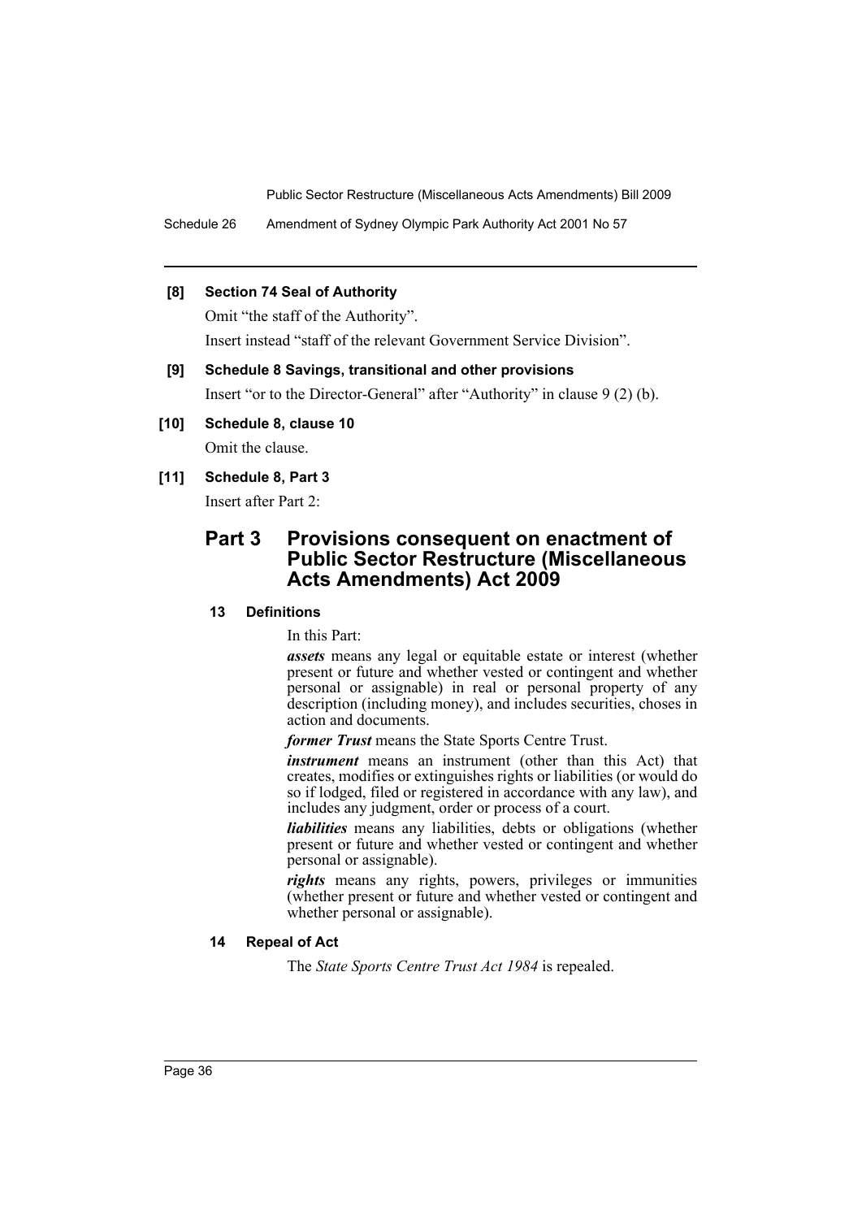**[8] Section 74 Seal of Authority**

Omit "the staff of the Authority".

Insert instead "staff of the relevant Government Service Division".

**[9] Schedule 8 Savings, transitional and other provisions**

Insert "or to the Director-General" after "Authority" in clause 9 (2) (b).

**[10] Schedule 8, clause 10**

Omit the clause.

**[11] Schedule 8, Part 3**

Insert after Part 2:

## Part 3 Provisions consequent on enactment of Public Sector Restructure (Miscellaneous Acts Amendments) Act 2009

### 13 Definitions

In this Part:

***assets*** means any legal or equitable estate or interest (whether present or future and whether vested or contingent and whether personal or assignable) in real or personal property of any description (including money), and includes securities, choses in action and documents.

***former Trust*** means the State Sports Centre Trust.

***instrument*** means an instrument (other than this Act) that creates, modifies or extinguishes rights or liabilities (or would do so if lodged, filed or registered in accordance with any law), and includes any judgment, order or process of a court.

***liabilities*** means any liabilities, debts or obligations (whether present or future and whether vested or contingent and whether personal or assignable).

***rights*** means any rights, powers, privileges or immunities (whether present or future and whether vested or contingent and whether personal or assignable).

### 14 Repeal of Act

The *State Sports Centre Trust Act 1984* is repealed.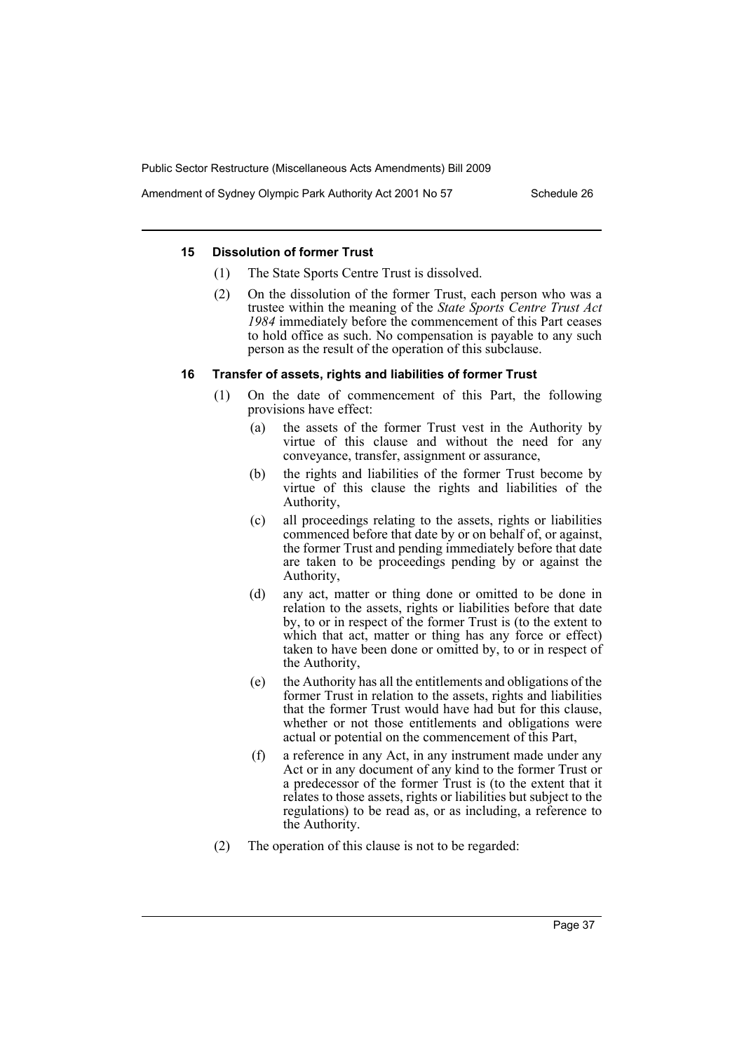#### 15 Dissolution of former Trust

(1) The State Sports Centre Trust is dissolved.

(2) On the dissolution of the former Trust, each person who was a trustee within the meaning of the *State Sports Centre Trust Act 1984* immediately before the commencement of this Part ceases to hold office as such. No compensation is payable to any such person as the result of the operation of this subclause.

#### 16 Transfer of assets, rights and liabilities of former Trust

(1) On the date of commencement of this Part, the following provisions have effect:

- (a) the assets of the former Trust vest in the Authority by virtue of this clause and without the need for any conveyance, transfer, assignment or assurance,
- (b) the rights and liabilities of the former Trust become by virtue of this clause the rights and liabilities of the Authority,
- (c) all proceedings relating to the assets, rights or liabilities commenced before that date by or on behalf of, or against, the former Trust and pending immediately before that date are taken to be proceedings pending by or against the Authority,
- (d) any act, matter or thing done or omitted to be done in relation to the assets, rights or liabilities before that date by, to or in respect of the former Trust is (to the extent to which that act, matter or thing has any force or effect) taken to have been done or omitted by, to or in respect of the Authority,
- (e) the Authority has all the entitlements and obligations of the former Trust in relation to the assets, rights and liabilities that the former Trust would have had but for this clause, whether or not those entitlements and obligations were actual or potential on the commencement of this Part,
- (f) a reference in any Act, in any instrument made under any Act or in any document of any kind to the former Trust or a predecessor of the former Trust is (to the extent that it relates to those assets, rights or liabilities but subject to the regulations) to be read as, or as including, a reference to the Authority.

(2) The operation of this clause is not to be regarded: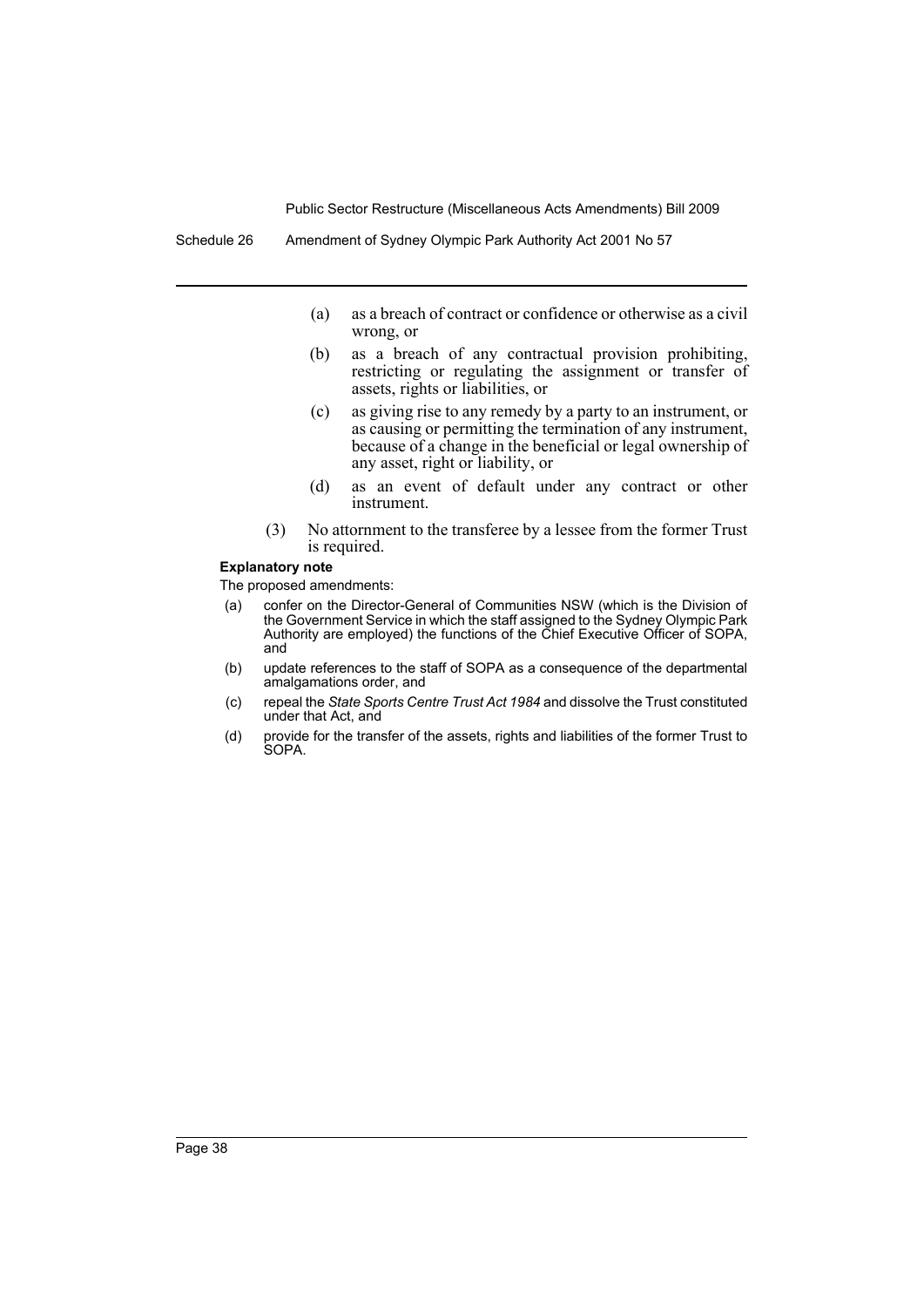- (a) as a breach of contract or confidence or otherwise as a civil wrong, or
- (b) as a breach of any contractual provision prohibiting, restricting or regulating the assignment or transfer of assets, rights or liabilities, or
- (c) as giving rise to any remedy by a party to an instrument, or as causing or permitting the termination of any instrument, because of a change in the beneficial or legal ownership of any asset, right or liability, or
- (d) as an event of default under any contract or other instrument.

(3) No attornment to the transferee by a lessee from the former Trust is required.

**Explanatory note**

The proposed amendments:

- (a) confer on the Director-General of Communities NSW (which is the Division of the Government Service in which the staff assigned to the Sydney Olympic Park Authority are employed) the functions of the Chief Executive Officer of SOPA, and
- (b) update references to the staff of SOPA as a consequence of the departmental amalgamations order, and
- (c) repeal the *State Sports Centre Trust Act 1984* and dissolve the Trust constituted under that Act, and
- (d) provide for the transfer of the assets, rights and liabilities of the former Trust to SOPA.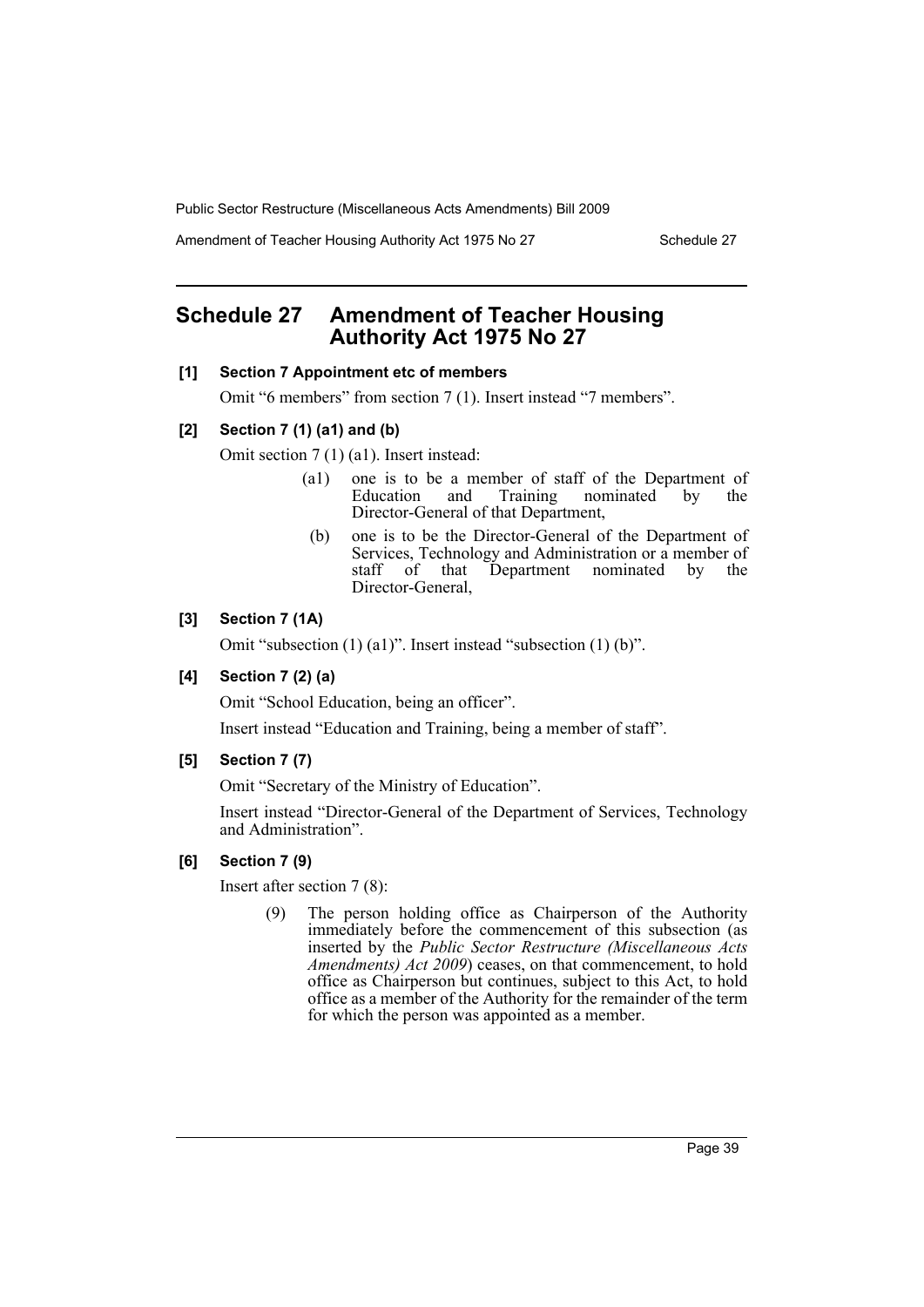# Schedule 27 Amendment of Teacher Housing Authority Act 1975 No 27

**[1] Section 7 Appointment etc of members**

Omit "6 members" from section 7 (1). Insert instead "7 members".

**[2] Section 7 (1) (a1) and (b)**

Omit section 7 (1) (a1). Insert instead:

> (a1) one is to be a member of staff of the Department of Education and Training nominated by the Director-General of that Department,
>
> (b) one is to be the Director-General of the Department of Services, Technology and Administration or a member of staff of that Department nominated by the Director-General,

**[3] Section 7 (1A)**

Omit "subsection (1) (a1)". Insert instead "subsection (1) (b)".

**[4] Section 7 (2) (a)**

Omit "School Education, being an officer".

Insert instead "Education and Training, being a member of staff".

**[5] Section 7 (7)**

Omit "Secretary of the Ministry of Education".

Insert instead "Director-General of the Department of Services, Technology and Administration".

**[6] Section 7 (9)**

Insert after section 7 (8):

> (9) The person holding office as Chairperson of the Authority immediately before the commencement of this subsection (as inserted by the *Public Sector Restructure (Miscellaneous Acts Amendments) Act 2009*) ceases, on that commencement, to hold office as Chairperson but continues, subject to this Act, to hold office as a member of the Authority for the remainder of the term for which the person was appointed as a member.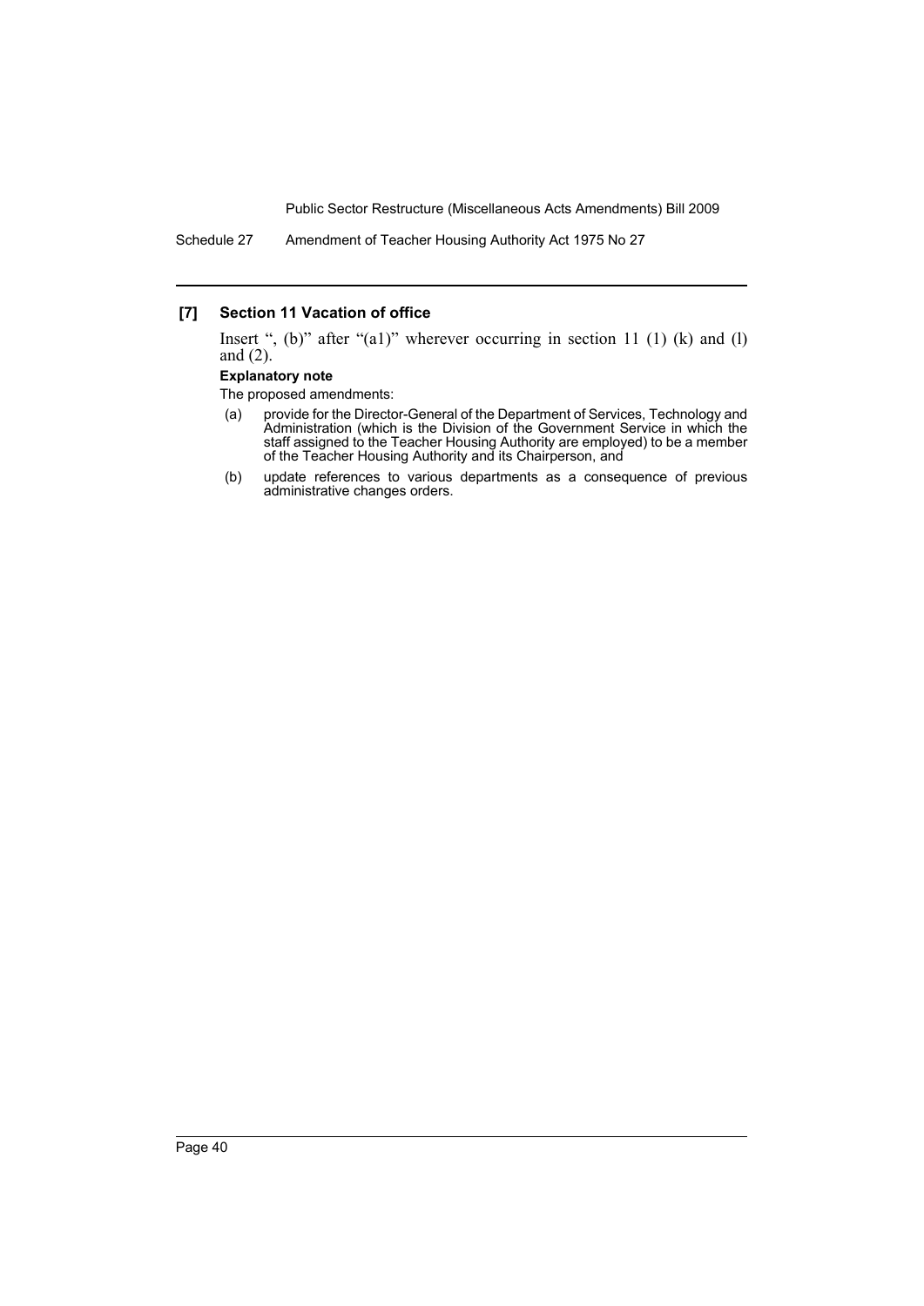### [7] Section 11 Vacation of office

Insert ", (b)" after "(a1)" wherever occurring in section 11 (1) (k) and (l) and (2).

**Explanatory note**

The proposed amendments:

- (a) provide for the Director-General of the Department of Services, Technology and Administration (which is the Division of the Government Service in which the staff assigned to the Teacher Housing Authority are employed) to be a member of the Teacher Housing Authority and its Chairperson, and
- (b) update references to various departments as a consequence of previous administrative changes orders.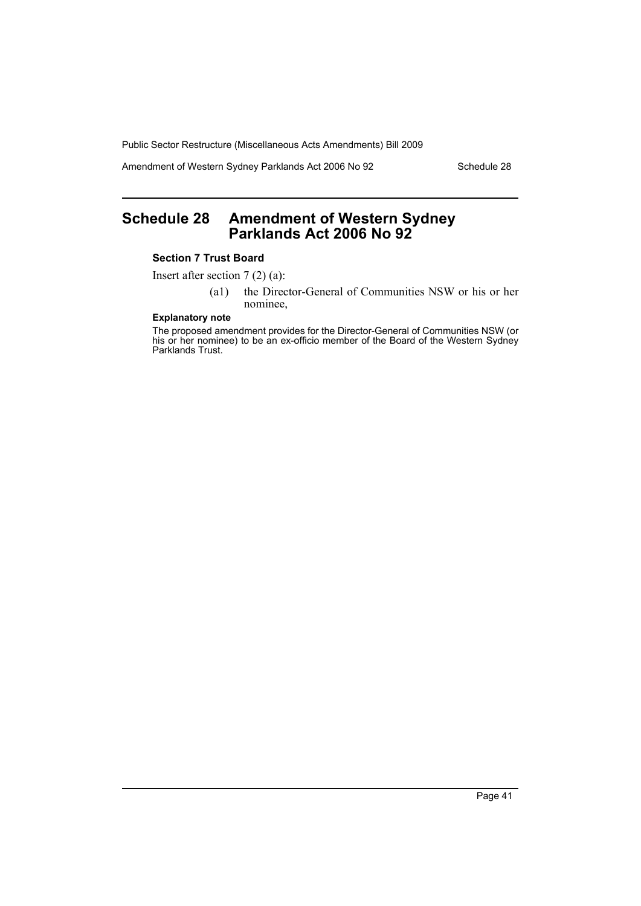# Schedule 28 Amendment of Western Sydney Parklands Act 2006 No 92

**Section 7 Trust Board**

Insert after section 7 (2) (a):

> (a1) the Director-General of Communities NSW or his or her nominee,

**Explanatory note**

The proposed amendment provides for the Director-General of Communities NSW (or his or her nominee) to be an ex-officio member of the Board of the Western Sydney Parklands Trust.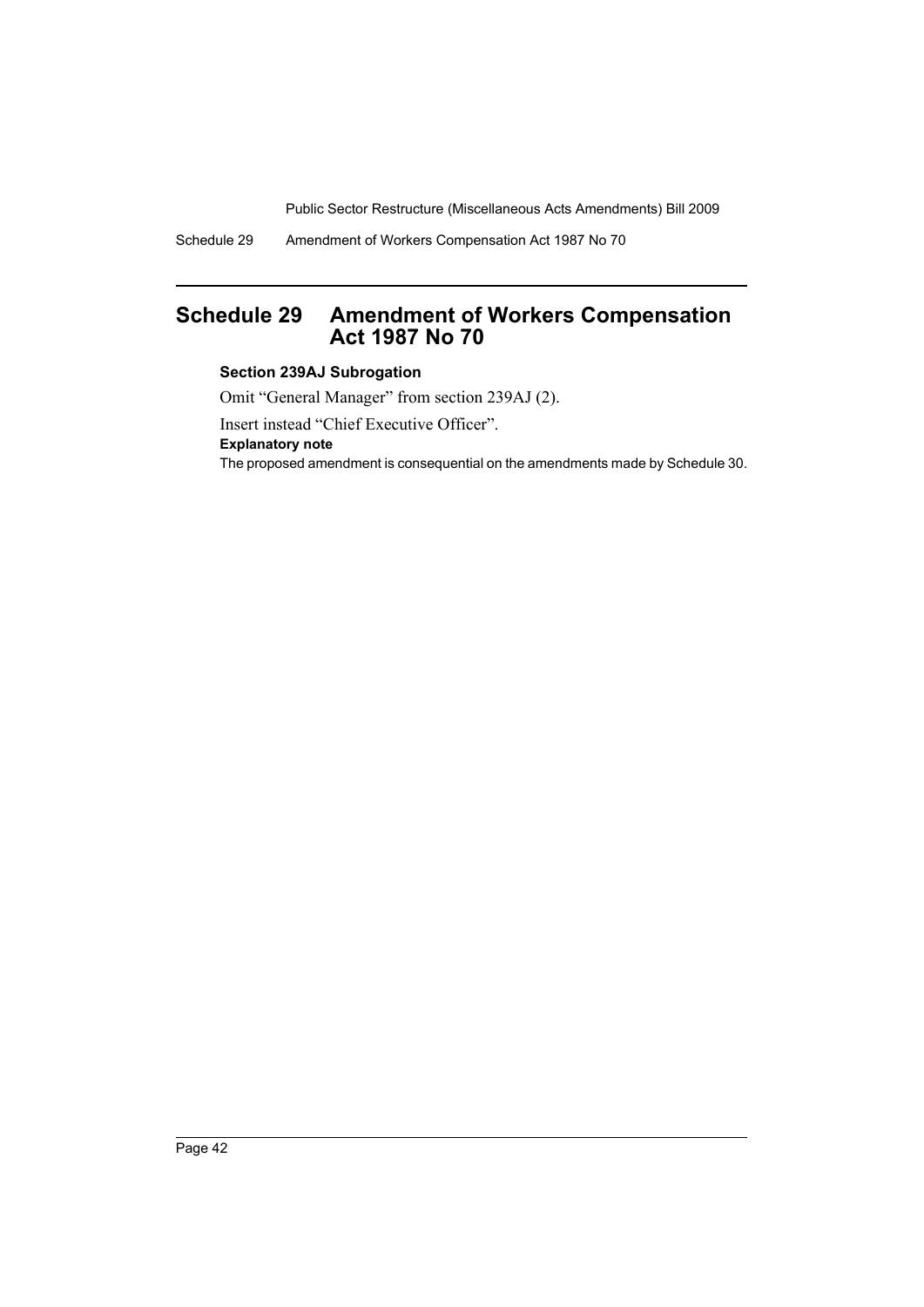# Schedule 29 Amendment of Workers Compensation Act 1987 No 70

### Section 239AJ Subrogation

Omit "General Manager" from section 239AJ (2).

Insert instead "Chief Executive Officer".

**Explanatory note**

The proposed amendment is consequential on the amendments made by Schedule 30.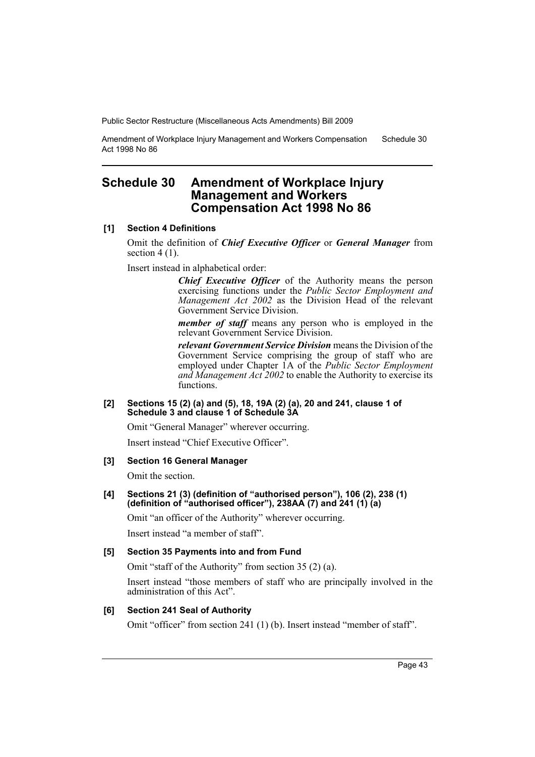# Schedule 30 Amendment of Workplace Injury Management and Workers Compensation Act 1998 No 86

**[1] Section 4 Definitions**

Omit the definition of ***Chief Executive Officer*** or ***General Manager*** from section 4 (1).

Insert instead in alphabetical order:

> ***Chief Executive Officer*** of the Authority means the person exercising functions under the *Public Sector Employment and Management Act 2002* as the Division Head of the relevant Government Service Division.
>
> ***member of staff*** means any person who is employed in the relevant Government Service Division.
>
> ***relevant Government Service Division*** means the Division of the Government Service comprising the group of staff who are employed under Chapter 1A of the *Public Sector Employment and Management Act 2002* to enable the Authority to exercise its functions.

**[2] Sections 15 (2) (a) and (5), 18, 19A (2) (a), 20 and 241, clause 1 of Schedule 3 and clause 1 of Schedule 3A**

Omit "General Manager" wherever occurring.

Insert instead "Chief Executive Officer".

**[3] Section 16 General Manager**

Omit the section.

**[4] Sections 21 (3) (definition of "authorised person"), 106 (2), 238 (1) (definition of "authorised officer"), 238AA (7) and 241 (1) (a)**

Omit "an officer of the Authority" wherever occurring.

Insert instead "a member of staff".

**[5] Section 35 Payments into and from Fund**

Omit "staff of the Authority" from section 35 (2) (a).

Insert instead "those members of staff who are principally involved in the administration of this Act".

**[6] Section 241 Seal of Authority**

Omit "officer" from section 241 (1) (b). Insert instead "member of staff".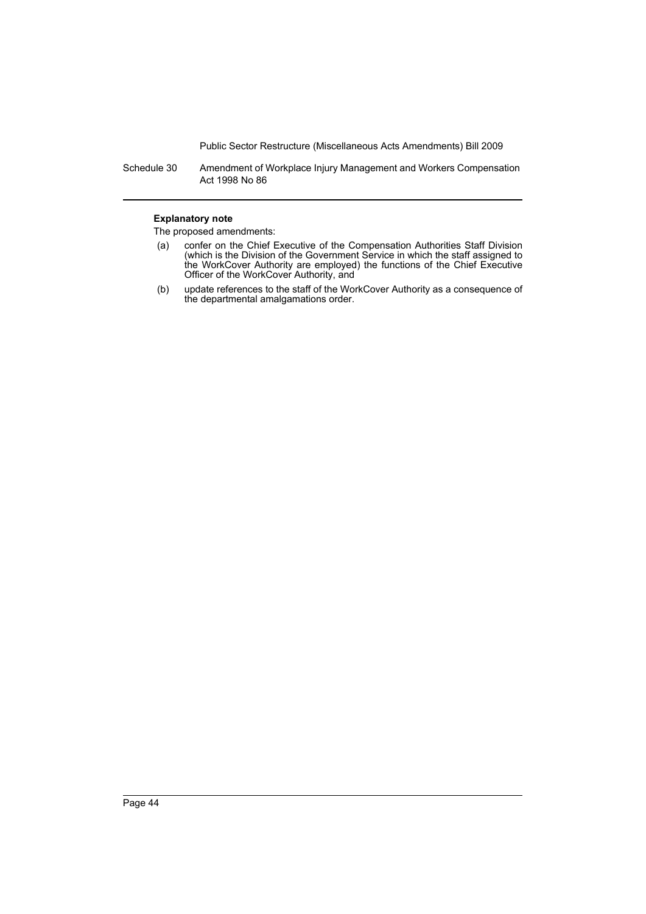Schedule 30 Amendment of Workplace Injury Management and Workers Compensation Act 1998 No 86

**Explanatory note**

The proposed amendments:

(a) confer on the Chief Executive of the Compensation Authorities Staff Division (which is the Division of the Government Service in which the staff assigned to the WorkCover Authority are employed) the functions of the Chief Executive Officer of the WorkCover Authority, and

(b) update references to the staff of the WorkCover Authority as a consequence of the departmental amalgamations order.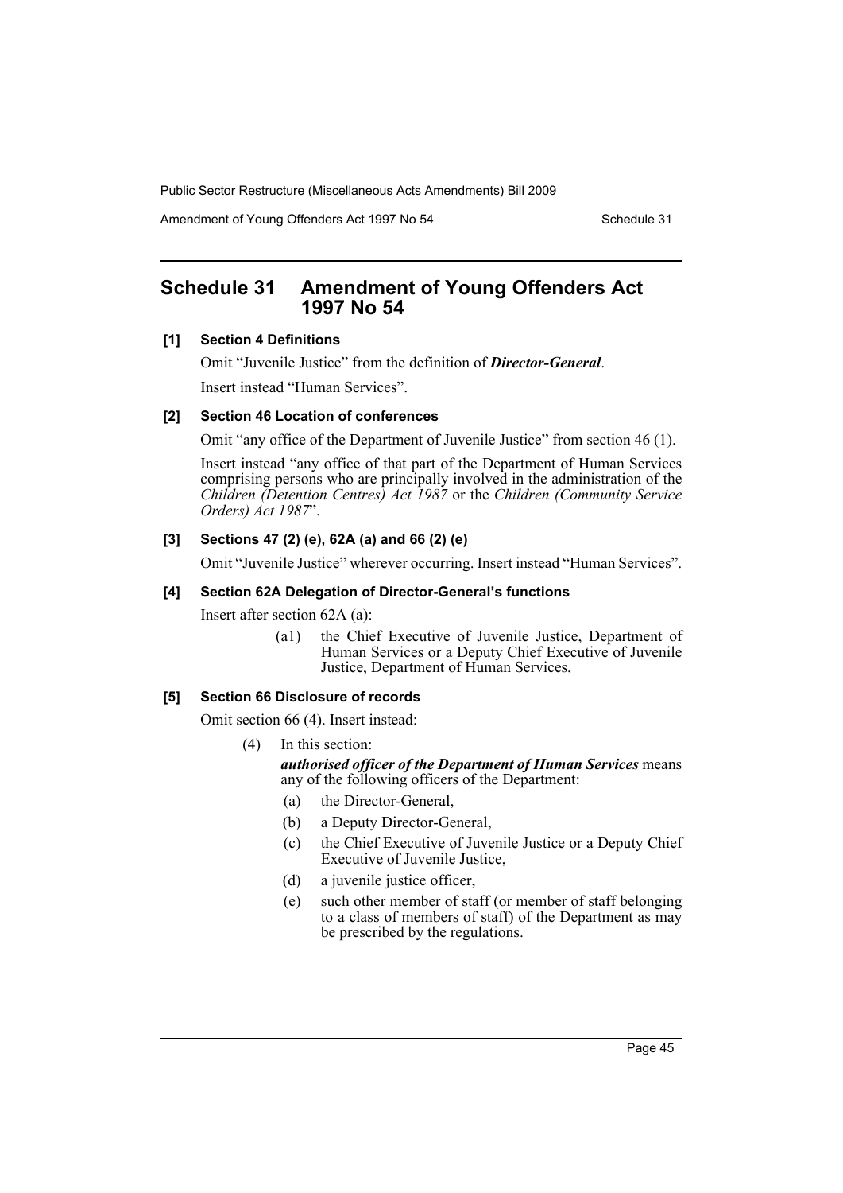# Schedule 31 Amendment of Young Offenders Act 1997 No 54

### [1] Section 4 Definitions

Omit "Juvenile Justice" from the definition of ***Director-General***.

Insert instead "Human Services".

### [2] Section 46 Location of conferences

Omit "any office of the Department of Juvenile Justice" from section 46 (1).

Insert instead "any office of that part of the Department of Human Services comprising persons who are principally involved in the administration of the *Children (Detention Centres) Act 1987* or the *Children (Community Service Orders) Act 1987*".

### [3] Sections 47 (2) (e), 62A (a) and 66 (2) (e)

Omit "Juvenile Justice" wherever occurring. Insert instead "Human Services".

### [4] Section 62A Delegation of Director-General's functions

Insert after section 62A (a):

> (a1) the Chief Executive of Juvenile Justice, Department of Human Services or a Deputy Chief Executive of Juvenile Justice, Department of Human Services,

### [5] Section 66 Disclosure of records

Omit section 66 (4). Insert instead:

> (4) In this section:
>
> ***authorised officer of the Department of Human Services*** means any of the following officers of the Department:
>
> (a) the Director-General,
>
> (b) a Deputy Director-General,
>
> (c) the Chief Executive of Juvenile Justice or a Deputy Chief Executive of Juvenile Justice,
>
> (d) a juvenile justice officer,
>
> (e) such other member of staff (or member of staff belonging to a class of members of staff) of the Department as may be prescribed by the regulations.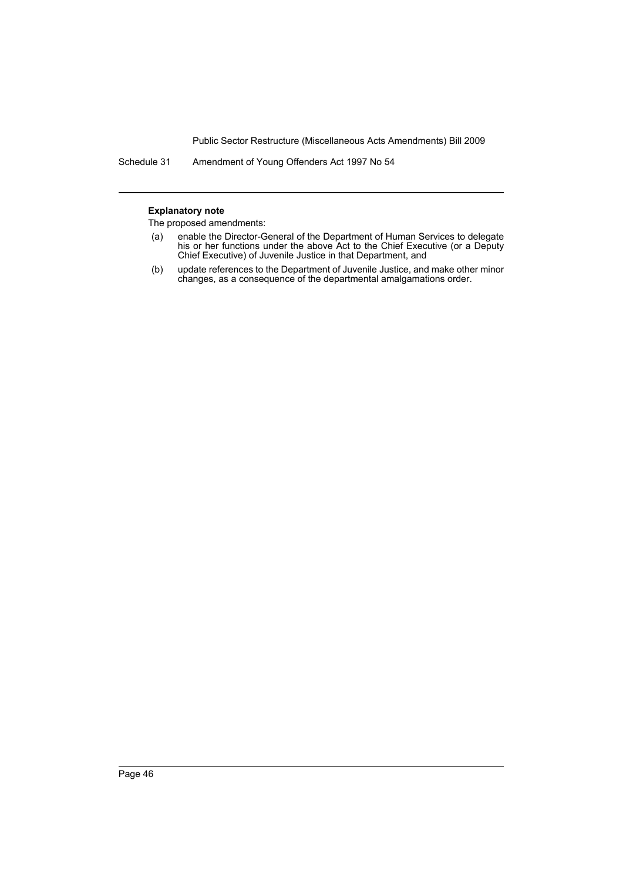**Explanatory note**

The proposed amendments:

(a) enable the Director-General of the Department of Human Services to delegate his or her functions under the above Act to the Chief Executive (or a Deputy Chief Executive) of Juvenile Justice in that Department, and

(b) update references to the Department of Juvenile Justice, and make other minor changes, as a consequence of the departmental amalgamations order.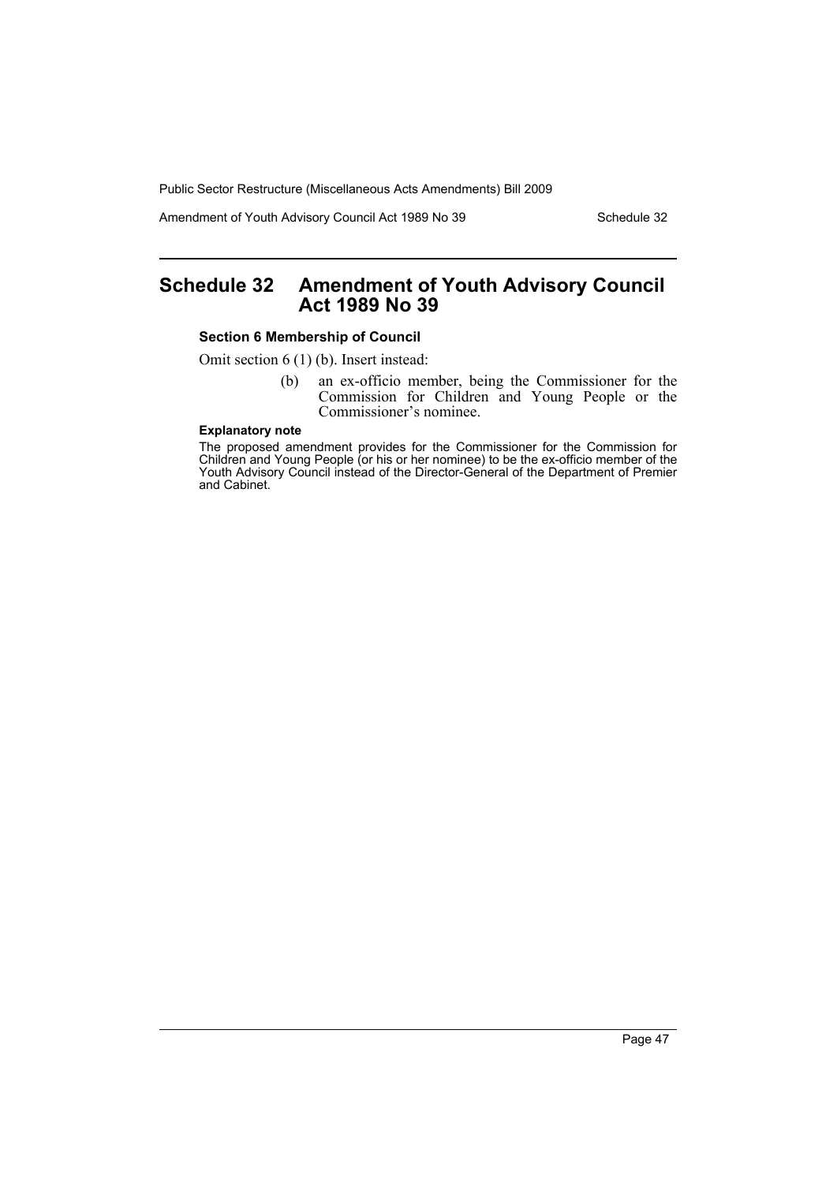## Schedule 32 Amendment of Youth Advisory Council Act 1989 No 39

### Section 6 Membership of Council

Omit section 6 (1) (b). Insert instead:

> (b) an ex-officio member, being the Commissioner for the Commission for Children and Young People or the Commissioner's nominee.

**Explanatory note**

The proposed amendment provides for the Commissioner for the Commission for Children and Young People (or his or her nominee) to be the ex-officio member of the Youth Advisory Council instead of the Director-General of the Department of Premier and Cabinet.